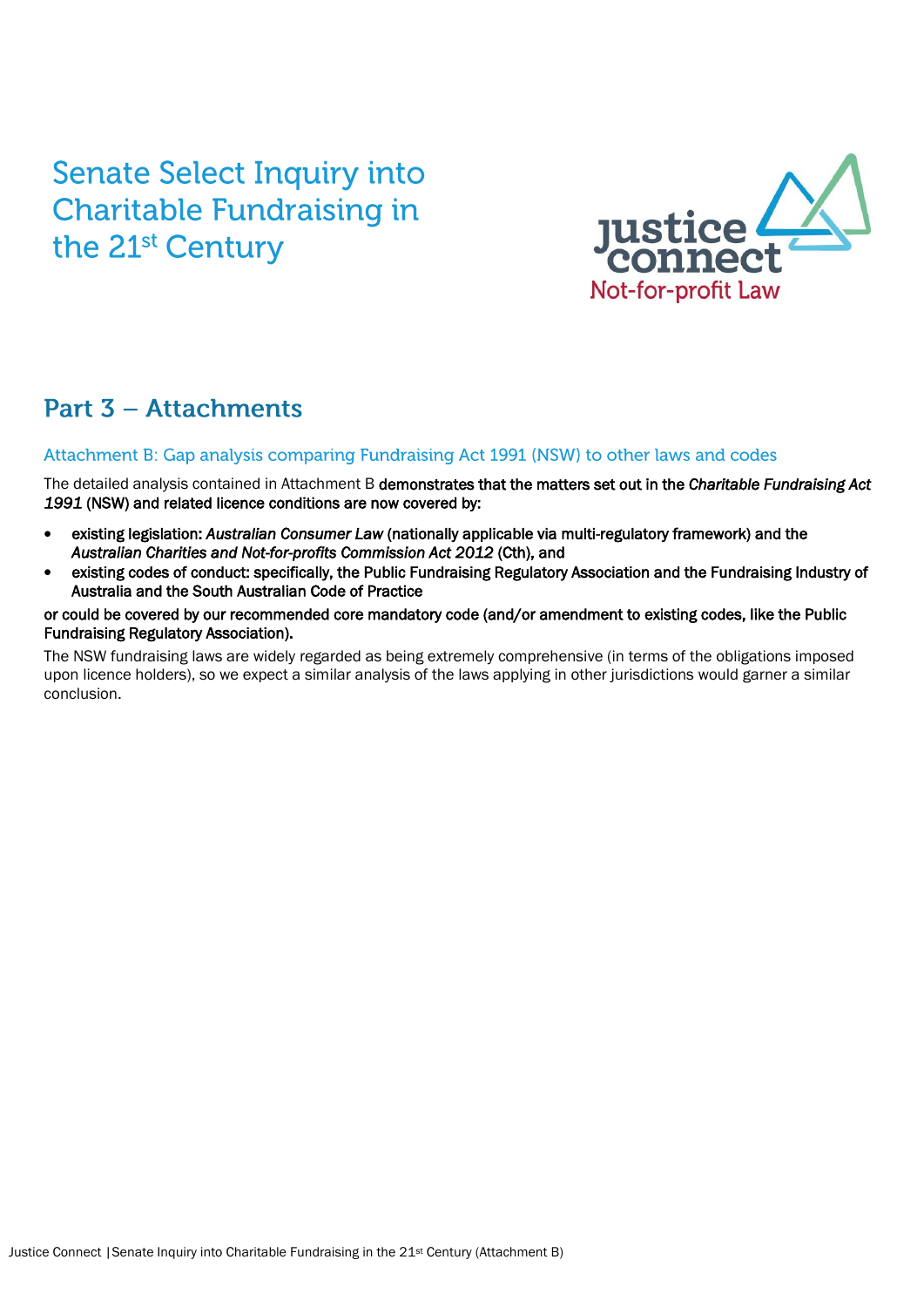# Senate Select Inquiry into Charitable Fundraising in the 21st Century

justice connect
Not-for-profit Law

## Part 3 – Attachments

### Attachment B: Gap analysis comparing Fundraising Act 1991 (NSW) to other laws and codes

The detailed analysis contained in Attachment B **demonstrates that the matters set out in the *Charitable Fundraising Act 1991* (NSW) and related licence conditions are now covered by:**

- **existing legislation: *Australian Consumer Law* (nationally applicable via multi-regulatory framework) and the *Australian Charities and Not-for-profits Commission Act 2012* (Cth), and**
- **existing codes of conduct: specifically, the Public Fundraising Regulatory Association and the Fundraising Industry of Australia and the South Australian Code of Practice**

**or could be covered by our recommended core mandatory code (and/or amendment to existing codes, like the Public Fundraising Regulatory Association).**

The NSW fundraising laws are widely regarded as being extremely comprehensive (in terms of the obligations imposed upon licence holders), so we expect a similar analysis of the laws applying in other jurisdictions would garner a similar conclusion.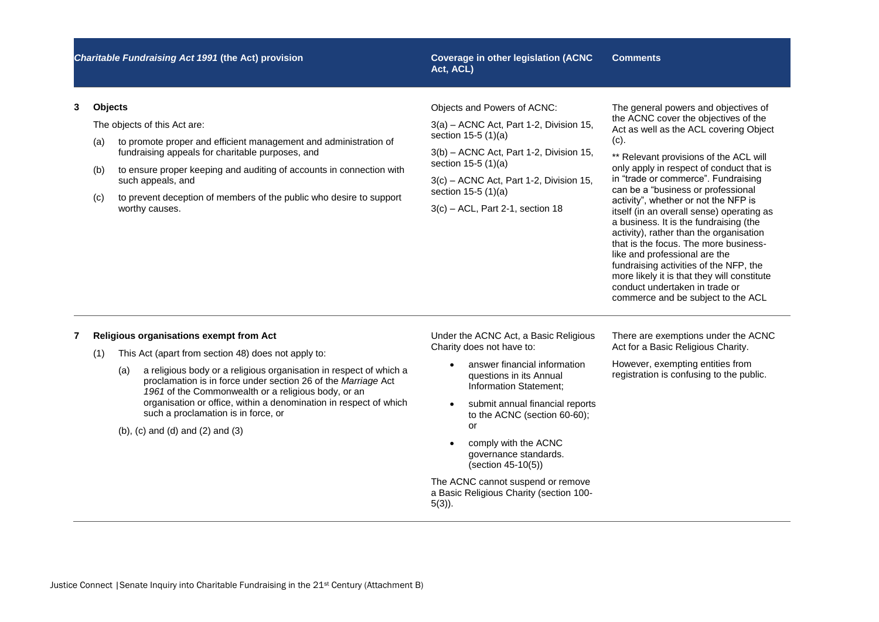| *Charitable Fundraising Act 1991* (the Act) provision | Coverage in other legislation (ACNC Act, ACL) | Comments |
|---|---|---|
| **3 Objects**<br><br>The objects of this Act are:<br><br>(a) to promote proper and efficient management and administration of fundraising appeals for charitable purposes, and<br><br>(b) to ensure proper keeping and auditing of accounts in connection with such appeals, and<br><br>(c) to prevent deception of members of the public who desire to support worthy causes. | Objects and Powers of ACNC:<br><br>3(a) – ACNC Act, Part 1-2, Division 15, section 15-5 (1)(a)<br><br>3(b) – ACNC Act, Part 1-2, Division 15, section 15-5 (1)(a)<br><br>3(c) – ACNC Act, Part 1-2, Division 15, section 15-5 (1)(a)<br><br>3(c) – ACL, Part 2-1, section 18 | The general powers and objectives of the ACNC cover the objectives of the Act as well as the ACL covering Object (c).<br><br>** Relevant provisions of the ACL will only apply in respect of conduct that is in "trade or commerce". Fundraising can be a "business or professional activity", whether or not the NFP is itself (in an overall sense) operating as a business. It is the fundraising (the activity), rather than the organisation that is the focus. The more business-like and professional are the fundraising activities of the NFP, the more likely it is that they will constitute conduct undertaken in trade or commerce and be subject to the ACL |
| **7 Religious organisations exempt from Act**<br><br>(1) This Act (apart from section 48) does not apply to:<br><br>(a) a religious body or a religious organisation in respect of which a proclamation is in force under section 26 of the *Marriage* Act *1961* of the Commonwealth or a religious body, or an organisation or office, within a denomination in respect of which such a proclamation is in force, or<br><br>(b), (c) and (d) and (2) and (3) | Under the ACNC Act, a Basic Religious Charity does not have to:<br><br>• answer financial information questions in its Annual Information Statement;<br><br>• submit annual financial reports to the ACNC (section 60-60); or<br><br>• comply with the ACNC governance standards. (section 45-10(5))<br><br>The ACNC cannot suspend or remove a Basic Religious Charity (section 100-5(3)). | There are exemptions under the ACNC Act for a Basic Religious Charity.<br><br>However, exempting entities from registration is confusing to the public. |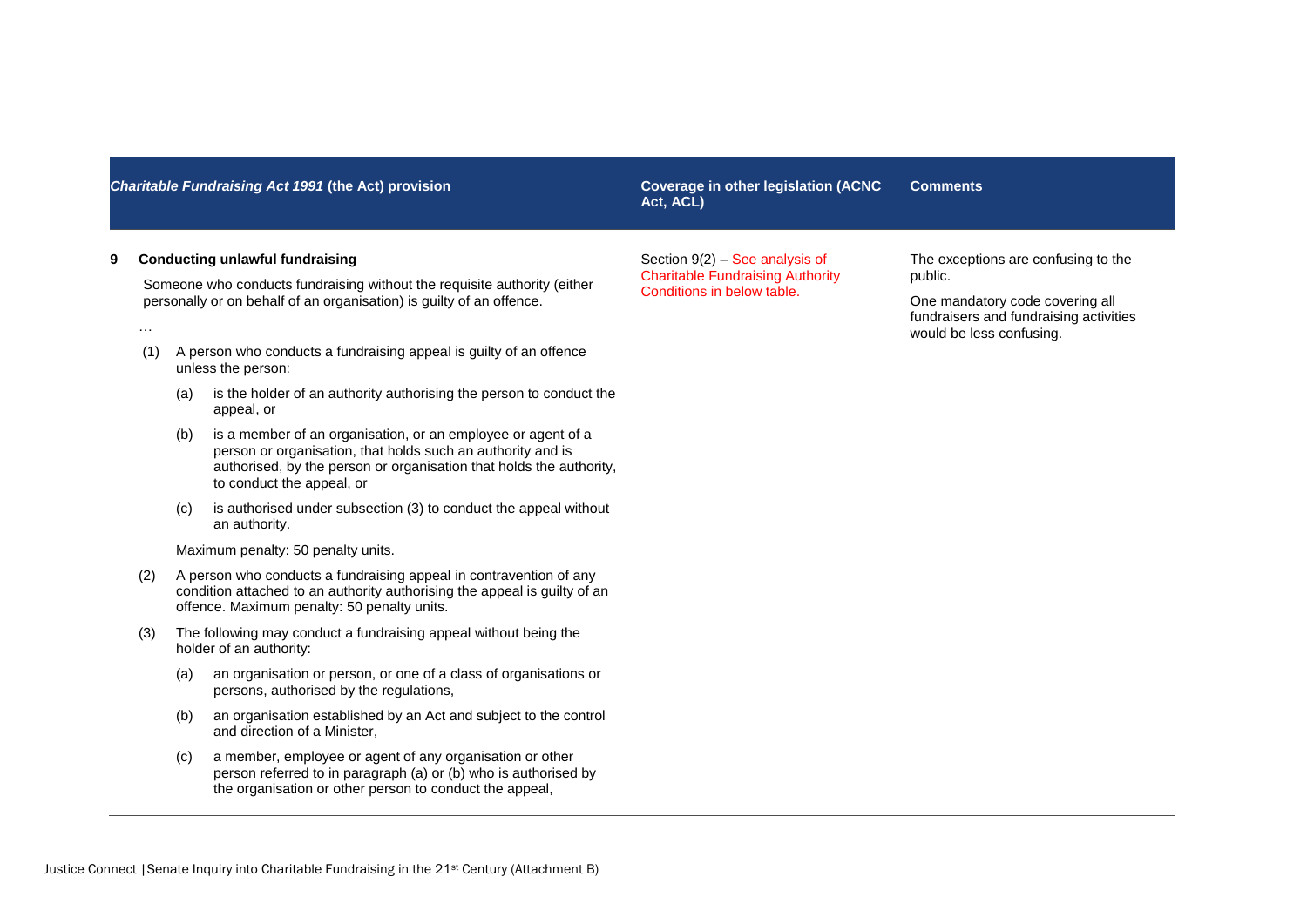| *Charitable Fundraising Act 1991* (the Act) provision | Coverage in other legislation (ACNC Act, ACL) | Comments |
|---|---|---|
| **9 Conducting unlawful fundraising**<br><br>Someone who conducts fundraising without the requisite authority (either personally or on behalf of an organisation) is guilty of an offence.<br><br>…<br><br>(1) A person who conducts a fundraising appeal is guilty of an offence unless the person:<br><br>(a) is the holder of an authority authorising the person to conduct the appeal, or<br><br>(b) is a member of an organisation, or an employee or agent of a person or organisation, that holds such an authority and is authorised, by the person or organisation that holds the authority, to conduct the appeal, or<br><br>(c) is authorised under subsection (3) to conduct the appeal without an authority.<br><br>Maximum penalty: 50 penalty units.<br><br>(2) A person who conducts a fundraising appeal in contravention of any condition attached to an authority authorising the appeal is guilty of an offence. Maximum penalty: 50 penalty units.<br><br>(3) The following may conduct a fundraising appeal without being the holder of an authority:<br><br>(a) an organisation or person, or one of a class of organisations or persons, authorised by the regulations,<br><br>(b) an organisation established by an Act and subject to the control and direction of a Minister,<br><br>(c) a member, employee or agent of any organisation or other person referred to in paragraph (a) or (b) who is authorised by the organisation or other person to conduct the appeal, | Section 9(2) – See analysis of Charitable Fundraising Authority Conditions in below table. | The exceptions are confusing to the public.<br><br>One mandatory code covering all fundraisers and fundraising activities would be less confusing. |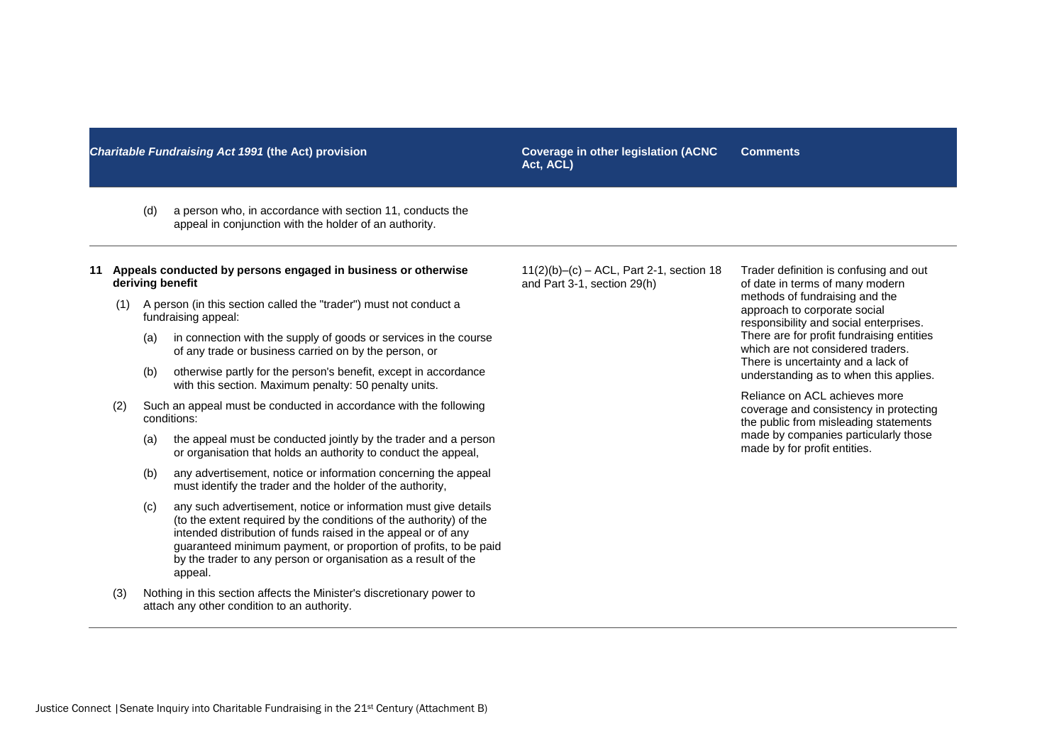| *Charitable Fundraising Act 1991* (the Act) provision | Coverage in other legislation (ACNC Act, ACL) | Comments |
|---|---|---|
| (d) a person who, in accordance with section 11, conducts the appeal in conjunction with the holder of an authority. | | |
| **11 Appeals conducted by persons engaged in business or otherwise deriving benefit**<br><br>(1) A person (in this section called the "trader") must not conduct a fundraising appeal:<br><br>(a) in connection with the supply of goods or services in the course of any trade or business carried on by the person, or<br><br>(b) otherwise partly for the person's benefit, except in accordance with this section. Maximum penalty: 50 penalty units.<br><br>(2) Such an appeal must be conducted in accordance with the following conditions:<br><br>(a) the appeal must be conducted jointly by the trader and a person or organisation that holds an authority to conduct the appeal,<br><br>(b) any advertisement, notice or information concerning the appeal must identify the trader and the holder of the authority,<br><br>(c) any such advertisement, notice or information must give details (to the extent required by the conditions of the authority) of the intended distribution of funds raised in the appeal or of any guaranteed minimum payment, or proportion of profits, to be paid by the trader to any person or organisation as a result of the appeal.<br><br>(3) Nothing in this section affects the Minister's discretionary power to attach any other condition to an authority. | 11(2)(b)–(c) – ACL, Part 2-1, section 18 and Part 3-1, section 29(h) | Trader definition is confusing and out of date in terms of many modern methods of fundraising and the approach to corporate social responsibility and social enterprises. There are for profit fundraising entities which are not considered traders. There is uncertainty and a lack of understanding as to when this applies.<br><br>Reliance on ACL achieves more coverage and consistency in protecting the public from misleading statements made by companies particularly those made by for profit entities. |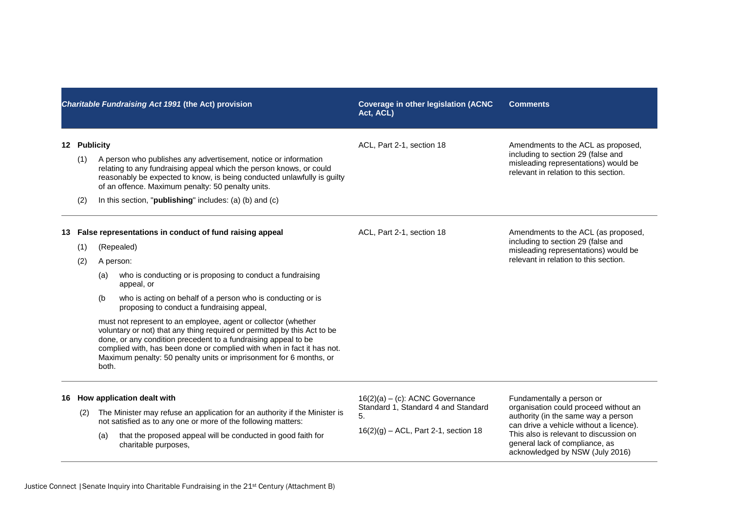| *Charitable Fundraising Act 1991* (the Act) provision | Coverage in other legislation (ACNC Act, ACL) | Comments |
|---|---|---|
| **12 Publicity**<br>(1) A person who publishes any advertisement, notice or information relating to any fundraising appeal which the person knows, or could reasonably be expected to know, is being conducted unlawfully is guilty of an offence. Maximum penalty: 50 penalty units.<br>(2) In this section, "**publishing**" includes: (a) (b) and (c) | ACL, Part 2-1, section 18 | Amendments to the ACL as proposed, including to section 29 (false and misleading representations) would be relevant in relation to this section. |
| **13 False representations in conduct of fund raising appeal**<br>(1) (Repealed)<br>(2) A person:<br>(a) who is conducting or is proposing to conduct a fundraising appeal, or<br>(b who is acting on behalf of a person who is conducting or is proposing to conduct a fundraising appeal,<br>must not represent to an employee, agent or collector (whether voluntary or not) that any thing required or permitted by this Act to be done, or any condition precedent to a fundraising appeal to be complied with, has been done or complied with when in fact it has not. Maximum penalty: 50 penalty units or imprisonment for 6 months, or both. | ACL, Part 2-1, section 18 | Amendments to the ACL (as proposed, including to section 29 (false and misleading representations) would be relevant in relation to this section. |
| **16 How application dealt with**<br>(2) The Minister may refuse an application for an authority if the Minister is not satisfied as to any one or more of the following matters:<br>(a) that the proposed appeal will be conducted in good faith for charitable purposes, | 16(2)(a) – (c): ACNC Governance Standard 1, Standard 4 and Standard 5.<br>16(2)(g) – ACL, Part 2-1, section 18 | Fundamentally a person or organisation could proceed without an authority (in the same way a person can drive a vehicle without a licence). This also is relevant to discussion on general lack of compliance, as acknowledged by NSW (July 2016) |

Justice Connect | Senate Inquiry into Charitable Fundraising in the 21st Century (Attachment B)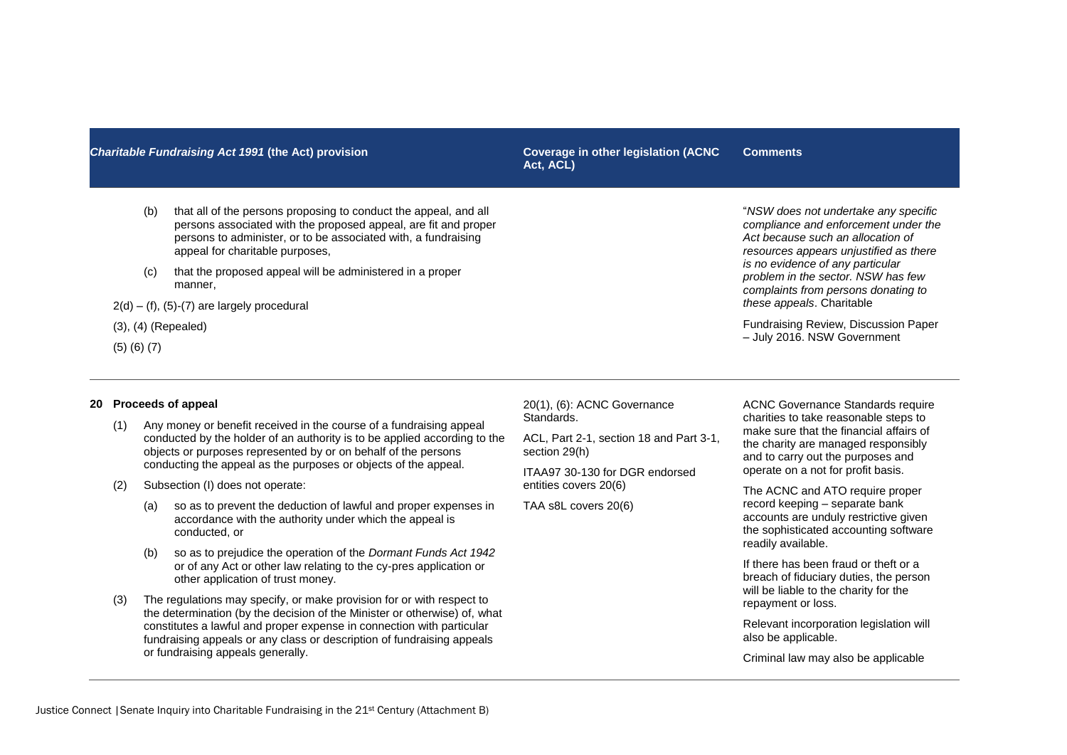| *Charitable Fundraising Act 1991* (the Act) provision | Coverage in other legislation (ACNC Act, ACL) | Comments |
|---|---|---|
| (b) that all of the persons proposing to conduct the appeal, and all persons associated with the proposed appeal, are fit and proper persons to administer, or to be associated with, a fundraising appeal for charitable purposes,<br><br>(c) that the proposed appeal will be administered in a proper manner,<br><br>2(d) – (f), (5)-(7) are largely procedural<br><br>(3), (4) (Repealed)<br><br>(5) (6) (7) | | "*NSW does not undertake any specific compliance and enforcement under the Act because such an allocation of resources appears unjustified as there is no evidence of any particular problem in the sector. NSW has few complaints from persons donating to these appeals*. Charitable<br><br>Fundraising Review, Discussion Paper – July 2016. NSW Government |
| **20 Proceeds of appeal**<br><br>(1) Any money or benefit received in the course of a fundraising appeal conducted by the holder of an authority is to be applied according to the objects or purposes represented by or on behalf of the persons conducting the appeal as the purposes or objects of the appeal.<br><br>(2) Subsection (I) does not operate:<br><br>(a) so as to prevent the deduction of lawful and proper expenses in accordance with the authority under which the appeal is conducted, or<br><br>(b) so as to prejudice the operation of the *Dormant Funds Act 1942* or of any Act or other law relating to the cy-pres application or other application of trust money.<br><br>(3) The regulations may specify, or make provision for or with respect to the determination (by the decision of the Minister or otherwise) of, what constitutes a lawful and proper expense in connection with particular fundraising appeals or any class or description of fundraising appeals or fundraising appeals generally. | 20(1), (6): ACNC Governance Standards.<br><br>ACL, Part 2-1, section 18 and Part 3-1, section 29(h)<br><br>ITAA97 30-130 for DGR endorsed entities covers 20(6)<br><br>TAA s8L covers 20(6) | ACNC Governance Standards require charities to take reasonable steps to make sure that the financial affairs of the charity are managed responsibly and to carry out the purposes and operate on a not for profit basis.<br><br>The ACNC and ATO require proper record keeping – separate bank accounts are unduly restrictive given the sophisticated accounting software readily available.<br><br>If there has been fraud or theft or a breach of fiduciary duties, the person will be liable to the charity for the repayment or loss.<br><br>Relevant incorporation legislation will also be applicable.<br><br>Criminal law may also be applicable |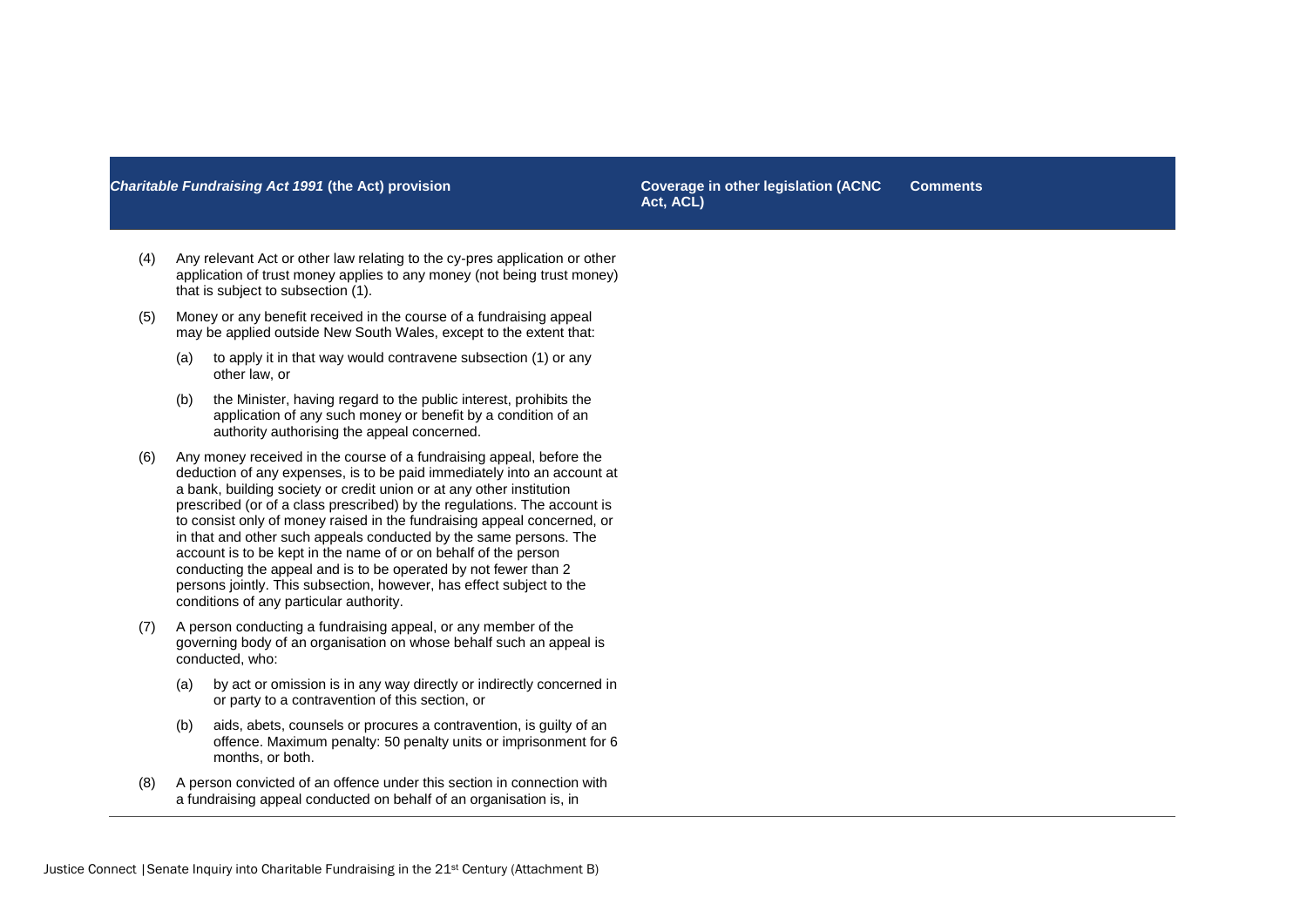| *Charitable Fundraising Act 1991* (the Act) provision | Coverage in other legislation (ACNC Act, ACL) | Comments |
| --- | --- | --- |
| (4) Any relevant Act or other law relating to the cy-pres application or other application of trust money applies to any money (not being trust money) that is subject to subsection (1).<br><br>(5) Money or any benefit received in the course of a fundraising appeal may be applied outside New South Wales, except to the extent that:<br><br>(a) to apply it in that way would contravene subsection (1) or any other law, or<br><br>(b) the Minister, having regard to the public interest, prohibits the application of any such money or benefit by a condition of an authority authorising the appeal concerned.<br><br>(6) Any money received in the course of a fundraising appeal, before the deduction of any expenses, is to be paid immediately into an account at a bank, building society or credit union or at any other institution prescribed (or of a class prescribed) by the regulations. The account is to consist only of money raised in the fundraising appeal concerned, or in that and other such appeals conducted by the same persons. The account is to be kept in the name of or on behalf of the person conducting the appeal and is to be operated by not fewer than 2 persons jointly. This subsection, however, has effect subject to the conditions of any particular authority.<br><br>(7) A person conducting a fundraising appeal, or any member of the governing body of an organisation on whose behalf such an appeal is conducted, who:<br><br>(a) by act or omission is in any way directly or indirectly concerned in or party to a contravention of this section, or<br><br>(b) aids, abets, counsels or procures a contravention, is guilty of an offence. Maximum penalty: 50 penalty units or imprisonment for 6 months, or both.<br><br>(8) A person convicted of an offence under this section in connection with a fundraising appeal conducted on behalf of an organisation is, in | | |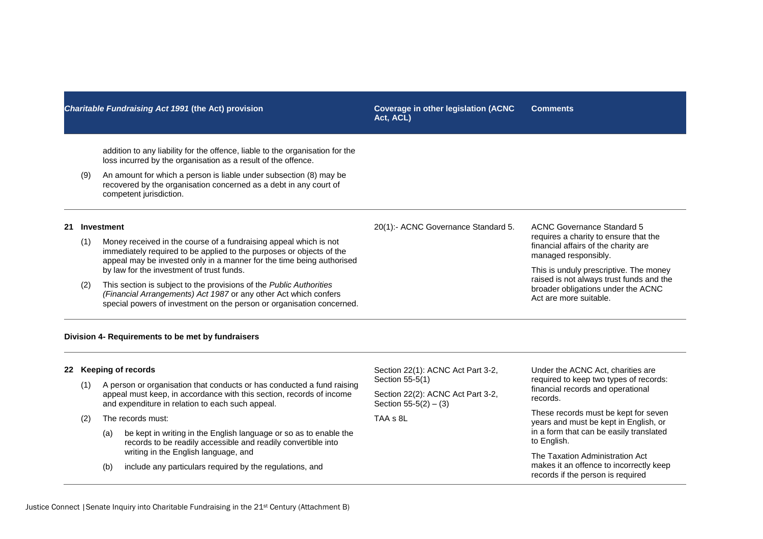| *Charitable Fundraising Act 1991* (the Act) provision | Coverage in other legislation (ACNC Act, ACL) | Comments |
|---|---|---|
| addition to any liability for the offence, liable to the organisation for the loss incurred by the organisation as a result of the offence.<br><br>(9) An amount for which a person is liable under subsection (8) may be recovered by the organisation concerned as a debt in any court of competent jurisdiction. | | |
| **21 Investment**<br><br>(1) Money received in the course of a fundraising appeal which is not immediately required to be applied to the purposes or objects of the appeal may be invested only in a manner for the time being authorised by law for the investment of trust funds.<br><br>(2) This section is subject to the provisions of the *Public Authorities (Financial Arrangements) Act 1987* or any other Act which confers special powers of investment on the person or organisation concerned. | 20(1):- ACNC Governance Standard 5. | ACNC Governance Standard 5 requires a charity to ensure that the financial affairs of the charity are managed responsibly.<br><br>This is unduly prescriptive. The money raised is not always trust funds and the broader obligations under the ACNC Act are more suitable. |
| **Division 4- Requirements to be met by fundraisers** | | |
| **22 Keeping of records**<br><br>(1) A person or organisation that conducts or has conducted a fund raising appeal must keep, in accordance with this section, records of income and expenditure in relation to each such appeal.<br><br>(2) The records must:<br><br>(a) be kept in writing in the English language or so as to enable the records to be readily accessible and readily convertible into writing in the English language, and<br><br>(b) include any particulars required by the regulations, and | Section 22(1): ACNC Act Part 3-2, Section 55-5(1)<br><br>Section 22(2): ACNC Act Part 3-2, Section 55-5(2) – (3)<br><br>TAA s 8L | Under the ACNC Act, charities are required to keep two types of records: financial records and operational records.<br><br>These records must be kept for seven years and must be kept in English, or in a form that can be easily translated to English.<br><br>The Taxation Administration Act makes it an offence to incorrectly keep records if the person is required |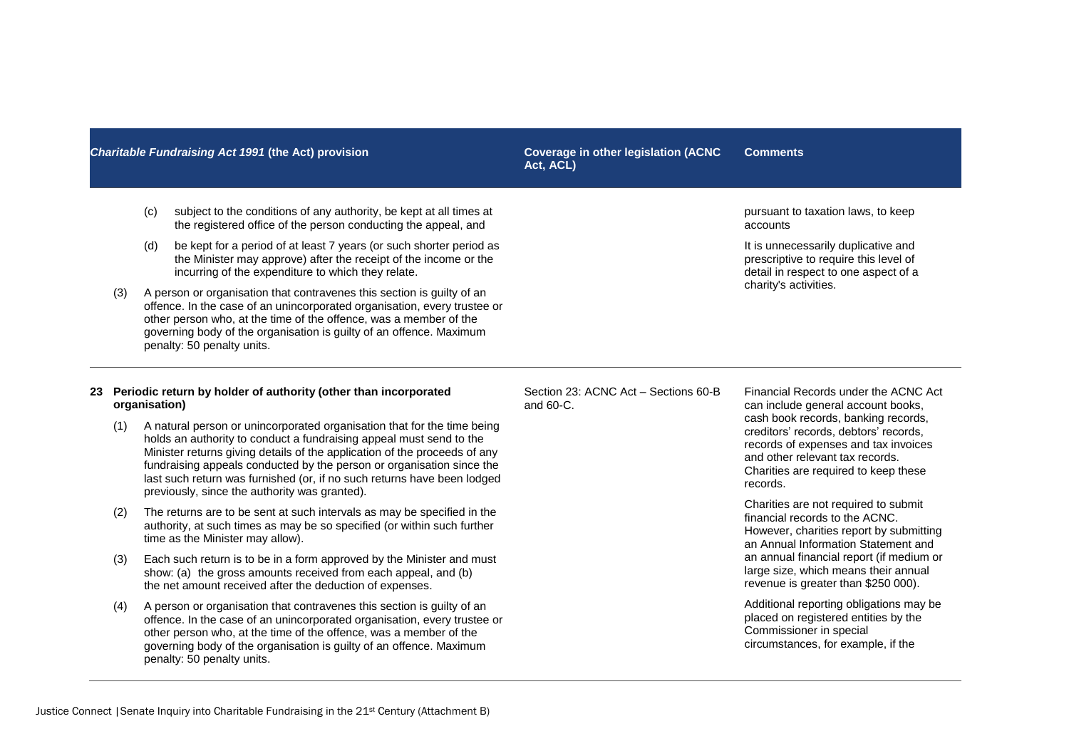| *Charitable Fundraising Act 1991* (the Act) provision | Coverage in other legislation (ACNC Act, ACL) | Comments |
|---|---|---|
| (c) subject to the conditions of any authority, be kept at all times at the registered office of the person conducting the appeal, and<br><br>(d) be kept for a period of at least 7 years (or such shorter period as the Minister may approve) after the receipt of the income or the incurring of the expenditure to which they relate.<br><br>(3) A person or organisation that contravenes this section is guilty of an offence. In the case of an unincorporated organisation, every trustee or other person who, at the time of the offence, was a member of the governing body of the organisation is guilty of an offence. Maximum penalty: 50 penalty units. | | pursuant to taxation laws, to keep accounts<br><br>It is unnecessarily duplicative and prescriptive to require this level of detail in respect to one aspect of a charity's activities. |
| **23 Periodic return by holder of authority (other than incorporated organisation)**<br><br>(1) A natural person or unincorporated organisation that for the time being holds an authority to conduct a fundraising appeal must send to the Minister returns giving details of the application of the proceeds of any fundraising appeals conducted by the person or organisation since the last such return was furnished (or, if no such returns have been lodged previously, since the authority was granted).<br><br>(2) The returns are to be sent at such intervals as may be specified in the authority, at such times as may be so specified (or within such further time as the Minister may allow).<br><br>(3) Each such return is to be in a form approved by the Minister and must show: (a) the gross amounts received from each appeal, and (b) the net amount received after the deduction of expenses.<br><br>(4) A person or organisation that contravenes this section is guilty of an offence. In the case of an unincorporated organisation, every trustee or other person who, at the time of the offence, was a member of the governing body of the organisation is guilty of an offence. Maximum penalty: 50 penalty units. | Section 23: ACNC Act – Sections 60-B and 60-C. | Financial Records under the ACNC Act can include general account books, cash book records, banking records, creditors' records, debtors' records, records of expenses and tax invoices and other relevant tax records. Charities are required to keep these records.<br><br>Charities are not required to submit financial records to the ACNC. However, charities report by submitting an Annual Information Statement and an annual financial report (if medium or large size, which means their annual revenue is greater than $250 000).<br><br>Additional reporting obligations may be placed on registered entities by the Commissioner in special circumstances, for example, if the |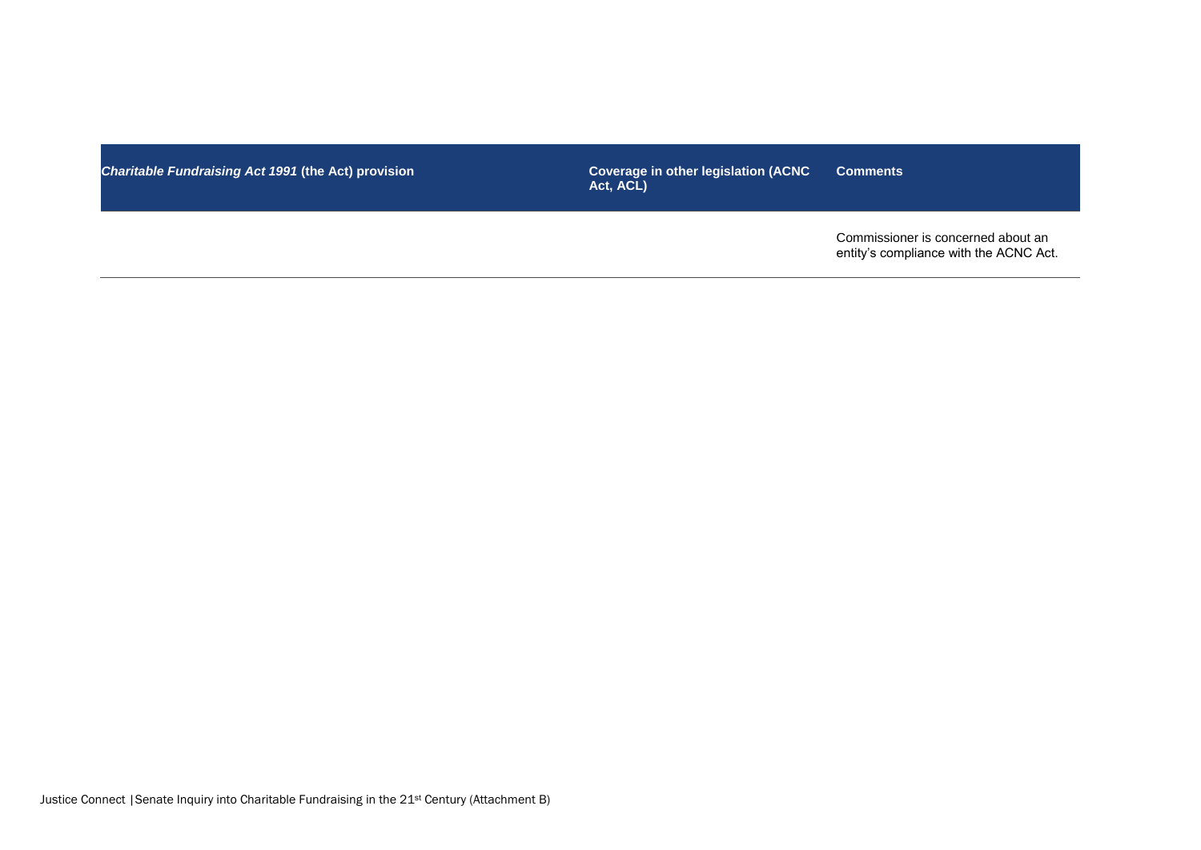| *Charitable Fundraising Act 1991* (the Act) provision | Coverage in other legislation (ACNC Act, ACL) | Comments |
| --- | --- | --- |
| | | Commissioner is concerned about an entity's compliance with the ACNC Act. |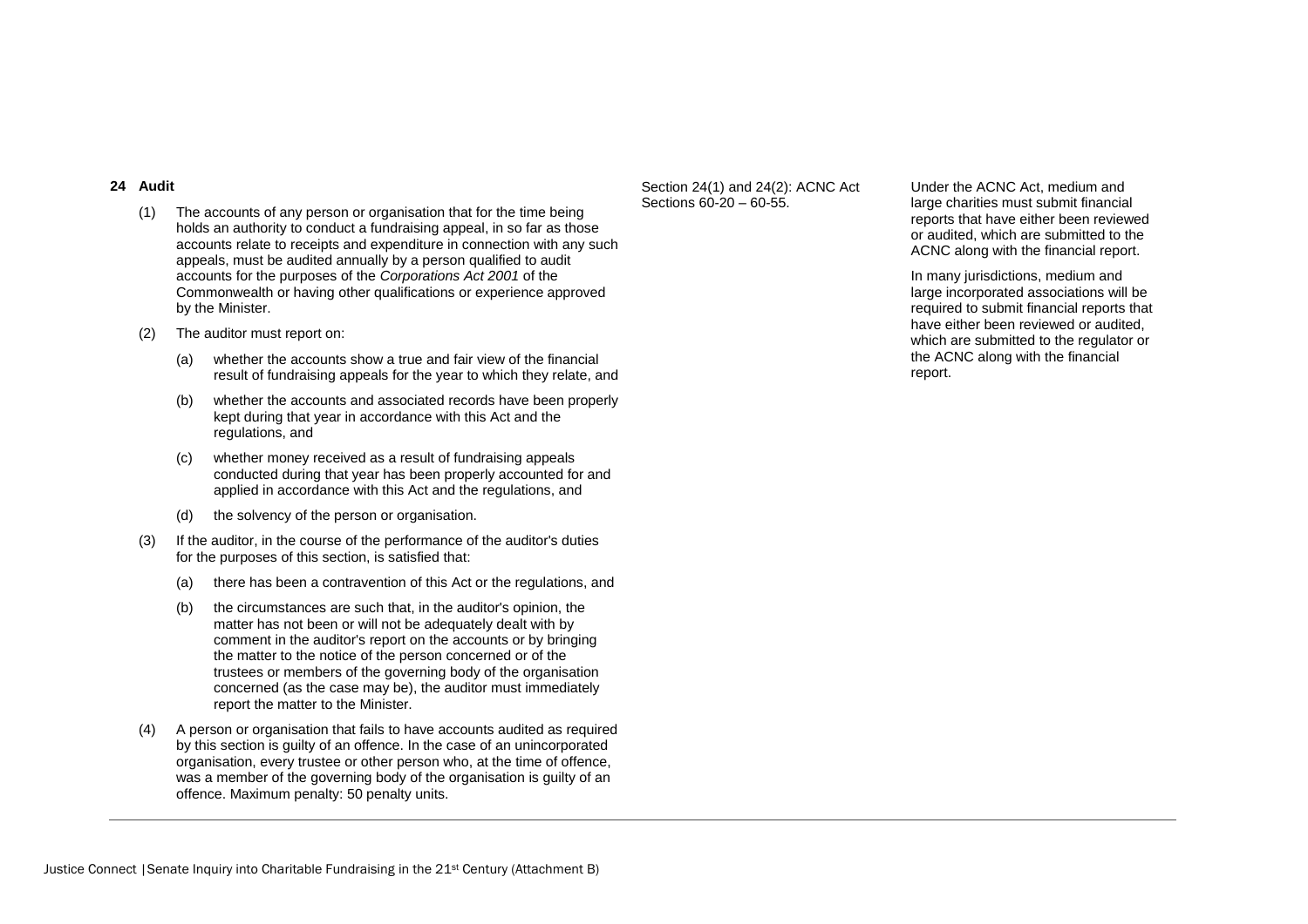| | | |
|---|---|---|
| **24 Audit**<br><br>(1) The accounts of any person or organisation that for the time being holds an authority to conduct a fundraising appeal, in so far as those accounts relate to receipts and expenditure in connection with any such appeals, must be audited annually by a person qualified to audit accounts for the purposes of the *Corporations Act 2001* of the Commonwealth or having other qualifications or experience approved by the Minister.<br><br>(2) The auditor must report on:<br><br>(a) whether the accounts show a true and fair view of the financial result of fundraising appeals for the year to which they relate, and<br><br>(b) whether the accounts and associated records have been properly kept during that year in accordance with this Act and the regulations, and<br><br>(c) whether money received as a result of fundraising appeals conducted during that year has been properly accounted for and applied in accordance with this Act and the regulations, and<br><br>(d) the solvency of the person or organisation.<br><br>(3) If the auditor, in the course of the performance of the auditor's duties for the purposes of this section, is satisfied that:<br><br>(a) there has been a contravention of this Act or the regulations, and<br><br>(b) the circumstances are such that, in the auditor's opinion, the matter has not been or will not be adequately dealt with by comment in the auditor's report on the accounts or by bringing the matter to the notice of the person concerned or of the trustees or members of the governing body of the organisation concerned (as the case may be), the auditor must immediately report the matter to the Minister.<br><br>(4) A person or organisation that fails to have accounts audited as required by this section is guilty of an offence. In the case of an unincorporated organisation, every trustee or other person who, at the time of offence, was a member of the governing body of the organisation is guilty of an offence. Maximum penalty: 50 penalty units. | Section 24(1) and 24(2): ACNC Act Sections 60-20 – 60-55. | Under the ACNC Act, medium and large charities must submit financial reports that have either been reviewed or audited, which are submitted to the ACNC along with the financial report.<br><br>In many jurisdictions, medium and large incorporated associations will be required to submit financial reports that have either been reviewed or audited, which are submitted to the regulator or the ACNC along with the financial report. |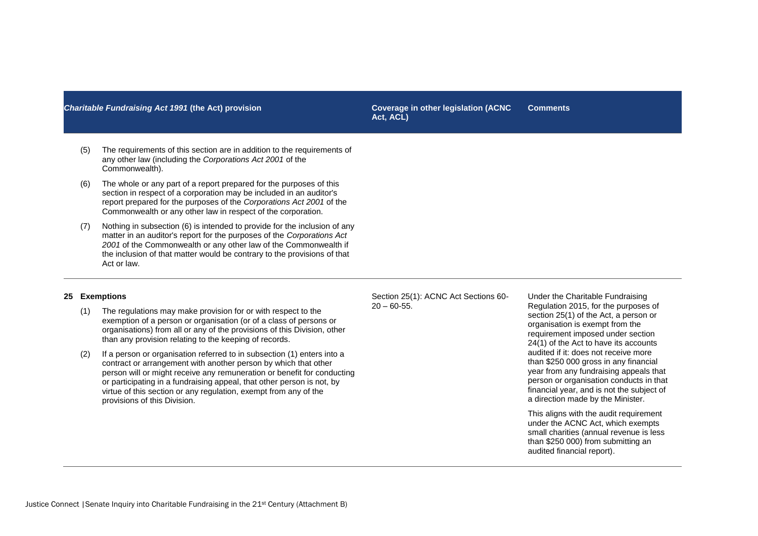| *Charitable Fundraising Act 1991* (the Act) provision | Coverage in other legislation (ACNC Act, ACL) | Comments |
|---|---|---|
| (5) The requirements of this section are in addition to the requirements of any other law (including the *Corporations Act 2001* of the Commonwealth).<br><br>(6) The whole or any part of a report prepared for the purposes of this section in respect of a corporation may be included in an auditor's report prepared for the purposes of the *Corporations Act 2001* of the Commonwealth or any other law in respect of the corporation.<br><br>(7) Nothing in subsection (6) is intended to provide for the inclusion of any matter in an auditor's report for the purposes of the *Corporations Act 2001* of the Commonwealth or any other law of the Commonwealth if the inclusion of that matter would be contrary to the provisions of that Act or law. | | |
| **25 Exemptions**<br><br>(1) The regulations may make provision for or with respect to the exemption of a person or organisation (or of a class of persons or organisations) from all or any of the provisions of this Division, other than any provision relating to the keeping of records.<br><br>(2) If a person or organisation referred to in subsection (1) enters into a contract or arrangement with another person by which that other person will or might receive any remuneration or benefit for conducting or participating in a fundraising appeal, that other person is not, by virtue of this section or any regulation, exempt from any of the provisions of this Division. | Section 25(1): ACNC Act Sections 60-20 – 60-55. | Under the Charitable Fundraising Regulation 2015, for the purposes of section 25(1) of the Act, a person or organisation is exempt from the requirement imposed under section 24(1) of the Act to have its accounts audited if it: does not receive more than $250 000 gross in any financial year from any fundraising appeals that person or organisation conducts in that financial year, and is not the subject of a direction made by the Minister.<br><br>This aligns with the audit requirement under the ACNC Act, which exempts small charities (annual revenue is less than $250 000) from submitting an audited financial report). |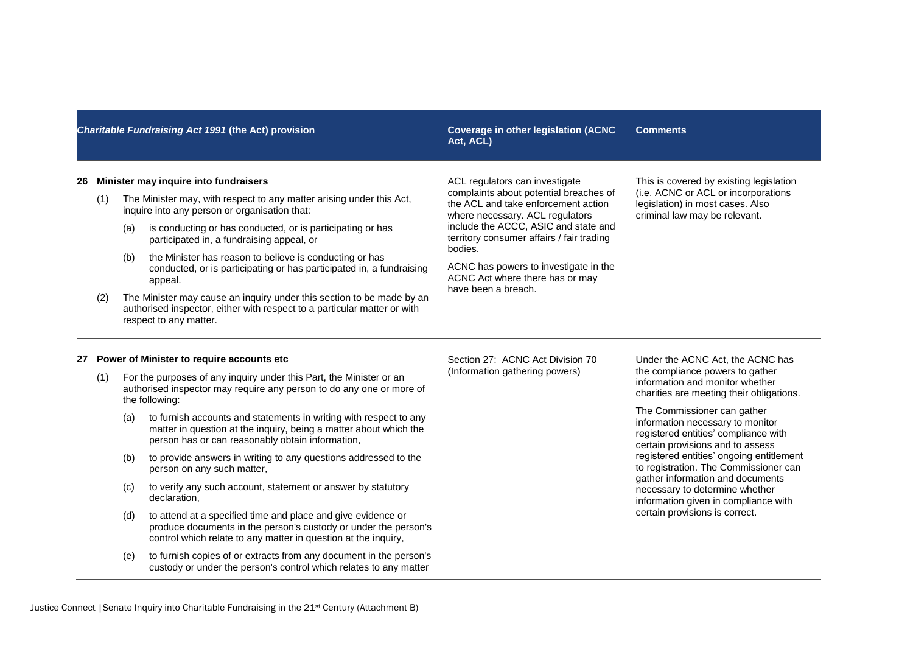| *Charitable Fundraising Act 1991* (the Act) provision | Coverage in other legislation (ACNC Act, ACL) | Comments |
|---|---|---|
| **26 Minister may inquire into fundraisers**<br><br>(1) The Minister may, with respect to any matter arising under this Act, inquire into any person or organisation that:<br><br>(a) is conducting or has conducted, or is participating or has participated in, a fundraising appeal, or<br><br>(b) the Minister has reason to believe is conducting or has conducted, or is participating or has participated in, a fundraising appeal.<br><br>(2) The Minister may cause an inquiry under this section to be made by an authorised inspector, either with respect to a particular matter or with respect to any matter. | ACL regulators can investigate complaints about potential breaches of the ACL and take enforcement action where necessary. ACL regulators include the ACCC, ASIC and state and territory consumer affairs / fair trading bodies.<br><br>ACNC has powers to investigate in the ACNC Act where there has or may have been a breach. | This is covered by existing legislation (i.e. ACNC or ACL or incorporations legislation) in most cases. Also criminal law may be relevant. |
| **27 Power of Minister to require accounts etc**<br><br>(1) For the purposes of any inquiry under this Part, the Minister or an authorised inspector may require any person to do any one or more of the following:<br><br>(a) to furnish accounts and statements in writing with respect to any matter in question at the inquiry, being a matter about which the person has or can reasonably obtain information,<br><br>(b) to provide answers in writing to any questions addressed to the person on any such matter,<br><br>(c) to verify any such account, statement or answer by statutory declaration,<br><br>(d) to attend at a specified time and place and give evidence or produce documents in the person's custody or under the person's control which relate to any matter in question at the inquiry,<br><br>(e) to furnish copies of or extracts from any document in the person's custody or under the person's control which relates to any matter | Section 27: ACNC Act Division 70 (Information gathering powers) | Under the ACNC Act, the ACNC has the compliance powers to gather information and monitor whether charities are meeting their obligations.<br><br>The Commissioner can gather information necessary to monitor registered entities' compliance with certain provisions and to assess registered entities' ongoing entitlement to registration. The Commissioner can gather information and documents necessary to determine whether information given in compliance with certain provisions is correct. |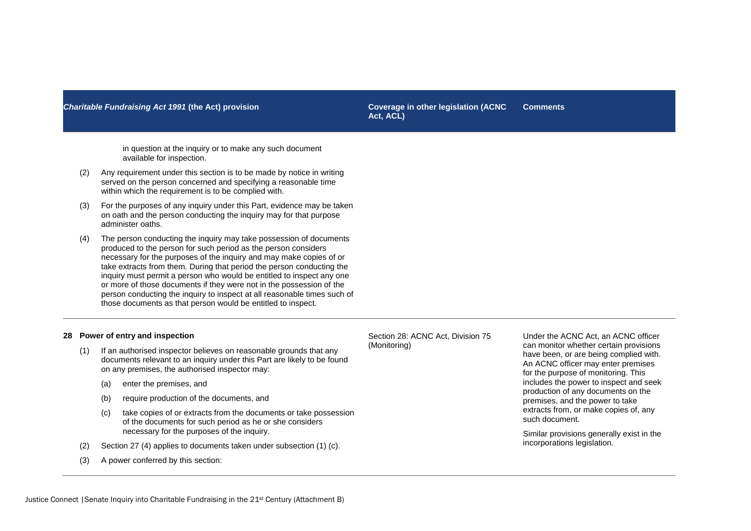| *Charitable Fundraising Act 1991* (the Act) provision | Coverage in other legislation (ACNC Act, ACL) | Comments |
|---|---|---|
| in question at the inquiry or to make any such document available for inspection.<br><br>(2) Any requirement under this section is to be made by notice in writing served on the person concerned and specifying a reasonable time within which the requirement is to be complied with.<br><br>(3) For the purposes of any inquiry under this Part, evidence may be taken on oath and the person conducting the inquiry may for that purpose administer oaths.<br><br>(4) The person conducting the inquiry may take possession of documents produced to the person for such period as the person considers necessary for the purposes of the inquiry and may make copies of or take extracts from them. During that period the person conducting the inquiry must permit a person who would be entitled to inspect any one or more of those documents if they were not in the possession of the person conducting the inquiry to inspect at all reasonable times such of those documents as that person would be entitled to inspect. | | |
| **28 Power of entry and inspection**<br><br>(1) If an authorised inspector believes on reasonable grounds that any documents relevant to an inquiry under this Part are likely to be found on any premises, the authorised inspector may:<br><br>(a) enter the premises, and<br><br>(b) require production of the documents, and<br><br>(c) take copies of or extracts from the documents or take possession of the documents for such period as he or she considers necessary for the purposes of the inquiry.<br><br>(2) Section 27 (4) applies to documents taken under subsection (1) (c).<br><br>(3) A power conferred by this section: | Section 28: ACNC Act, Division 75 (Monitoring) | Under the ACNC Act, an ACNC officer can monitor whether certain provisions have been, or are being complied with. An ACNC officer may enter premises for the purpose of monitoring. This includes the power to inspect and seek production of any documents on the premises, and the power to take extracts from, or make copies of, any such document.<br><br>Similar provisions generally exist in the incorporations legislation. |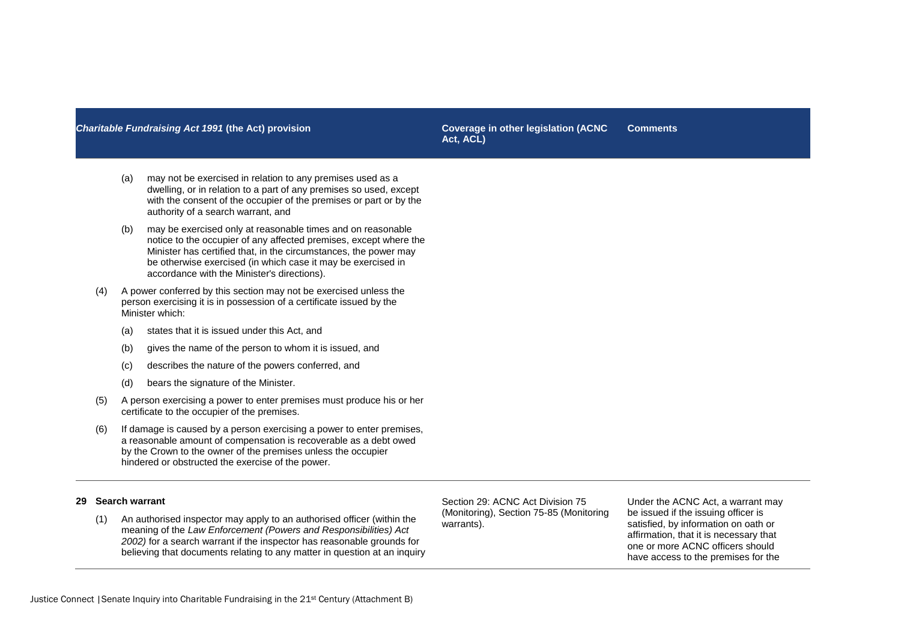| *Charitable Fundraising Act 1991* (the Act) provision | Coverage in other legislation (ACNC Act, ACL) | Comments |
|---|---|---|
| (a) may not be exercised in relation to any premises used as a dwelling, or in relation to a part of any premises so used, except with the consent of the occupier of the premises or part or by the authority of a search warrant, and<br>(b) may be exercised only at reasonable times and on reasonable notice to the occupier of any affected premises, except where the Minister has certified that, in the circumstances, the power may be otherwise exercised (in which case it may be exercised in accordance with the Minister's directions).<br>(4) A power conferred by this section may not be exercised unless the person exercising it is in possession of a certificate issued by the Minister which:<br>(a) states that it is issued under this Act, and<br>(b) gives the name of the person to whom it is issued, and<br>(c) describes the nature of the powers conferred, and<br>(d) bears the signature of the Minister.<br>(5) A person exercising a power to enter premises must produce his or her certificate to the occupier of the premises.<br>(6) If damage is caused by a person exercising a power to enter premises, a reasonable amount of compensation is recoverable as a debt owed by the Crown to the owner of the premises unless the occupier hindered or obstructed the exercise of the power. | | |
| **29 Search warrant**<br>(1) An authorised inspector may apply to an authorised officer (within the meaning of the *Law Enforcement (Powers and Responsibilities) Act 2002)* for a search warrant if the inspector has reasonable grounds for believing that documents relating to any matter in question at an inquiry | Section 29: ACNC Act Division 75 (Monitoring), Section 75-85 (Monitoring warrants). | Under the ACNC Act, a warrant may be issued if the issuing officer is satisfied, by information on oath or affirmation, that it is necessary that one or more ACNC officers should have access to the premises for the |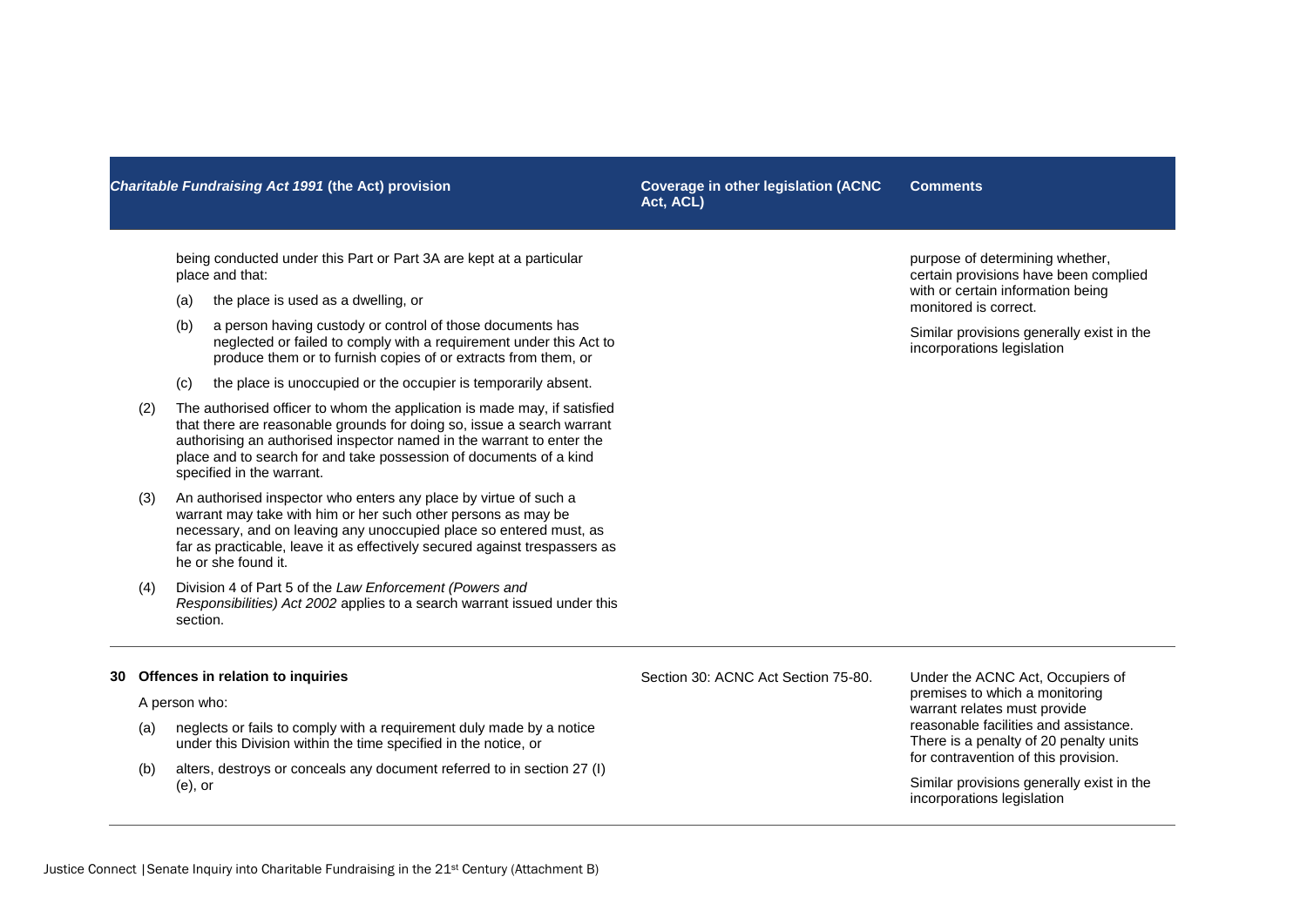| *Charitable Fundraising Act 1991* (the Act) provision | Coverage in other legislation (ACNC Act, ACL) | Comments |
|---|---|---|
| being conducted under this Part or Part 3A are kept at a particular place and that:<br>(a) the place is used as a dwelling, or<br>(b) a person having custody or control of those documents has neglected or failed to comply with a requirement under this Act to produce them or to furnish copies of or extracts from them, or<br>(c) the place is unoccupied or the occupier is temporarily absent.<br>(2) The authorised officer to whom the application is made may, if satisfied that there are reasonable grounds for doing so, issue a search warrant authorising an authorised inspector named in the warrant to enter the place and to search for and take possession of documents of a kind specified in the warrant.<br>(3) An authorised inspector who enters any place by virtue of such a warrant may take with him or her such other persons as may be necessary, and on leaving any unoccupied place so entered must, as far as practicable, leave it as effectively secured against trespassers as he or she found it.<br>(4) Division 4 of Part 5 of the *Law Enforcement (Powers and Responsibilities) Act 2002* applies to a search warrant issued under this section. | | purpose of determining whether, certain provisions have been complied with or certain information being monitored is correct.<br><br>Similar provisions generally exist in the incorporations legislation |
| **30 Offences in relation to inquiries**<br>A person who:<br>(a) neglects or fails to comply with a requirement duly made by a notice under this Division within the time specified in the notice, or<br>(b) alters, destroys or conceals any document referred to in section 27 (I) (e), or | Section 30: ACNC Act Section 75-80. | Under the ACNC Act, Occupiers of premises to which a monitoring warrant relates must provide reasonable facilities and assistance. There is a penalty of 20 penalty units for contravention of this provision.<br><br>Similar provisions generally exist in the incorporations legislation |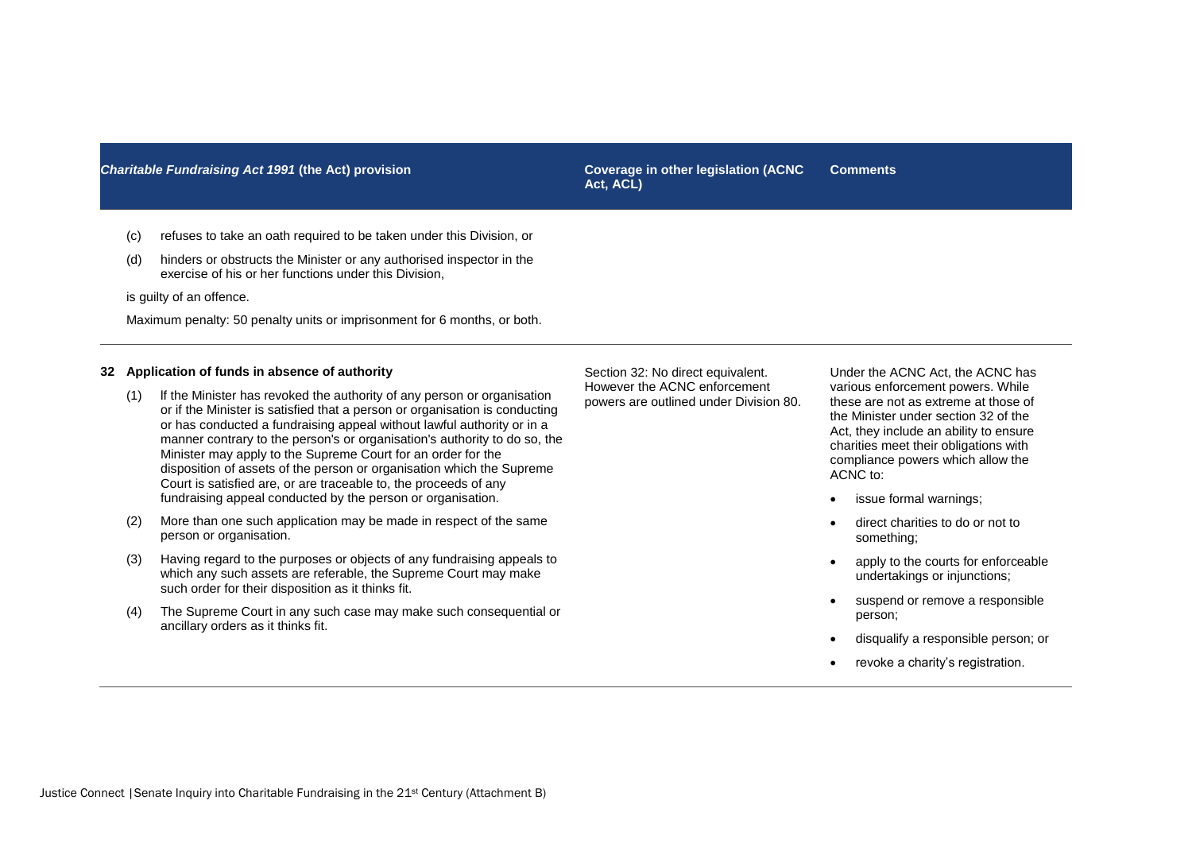| *Charitable Fundraising Act 1991* (the Act) provision | Coverage in other legislation (ACNC Act, ACL) | Comments |
| --- | --- | --- |
| (c) refuses to take an oath required to be taken under this Division, or<br><br>(d) hinders or obstructs the Minister or any authorised inspector in the exercise of his or her functions under this Division,<br><br>is guilty of an offence.<br><br>Maximum penalty: 50 penalty units or imprisonment for 6 months, or both. | | |
| **32 Application of funds in absence of authority**<br><br>(1) If the Minister has revoked the authority of any person or organisation or if the Minister is satisfied that a person or organisation is conducting or has conducted a fundraising appeal without lawful authority or in a manner contrary to the person's or organisation's authority to do so, the Minister may apply to the Supreme Court for an order for the disposition of assets of the person or organisation which the Supreme Court is satisfied are, or are traceable to, the proceeds of any fundraising appeal conducted by the person or organisation.<br><br>(2) More than one such application may be made in respect of the same person or organisation.<br><br>(3) Having regard to the purposes or objects of any fundraising appeals to which any such assets are referable, the Supreme Court may make such order for their disposition as it thinks fit.<br><br>(4) The Supreme Court in any such case may make such consequential or ancillary orders as it thinks fit. | Section 32: No direct equivalent. However the ACNC enforcement powers are outlined under Division 80. | Under the ACNC Act, the ACNC has various enforcement powers. While these are not as extreme at those of the Minister under section 32 of the Act, they include an ability to ensure charities meet their obligations with compliance powers which allow the ACNC to:<br><br>• issue formal warnings;<br>• direct charities to do or not to something;<br>• apply to the courts for enforceable undertakings or injunctions;<br>• suspend or remove a responsible person;<br>• disqualify a responsible person; or<br>• revoke a charity's registration. |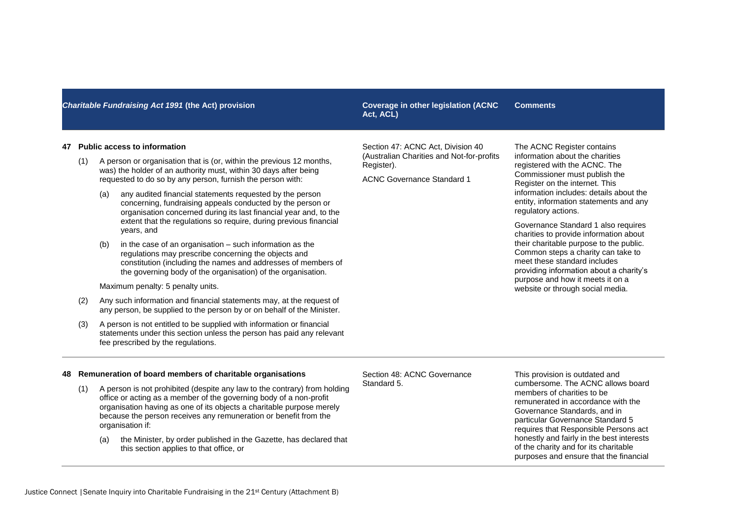| *Charitable Fundraising Act 1991* (the Act) provision | Coverage in other legislation (ACNC Act, ACL) | Comments |
|---|---|---|
| **47 Public access to information**<br><br>(1) A person or organisation that is (or, within the previous 12 months, was) the holder of an authority must, within 30 days after being requested to do so by any person, furnish the person with:<br><br>(a) any audited financial statements requested by the person concerning, fundraising appeals conducted by the person or organisation concerned during its last financial year and, to the extent that the regulations so require, during previous financial years, and<br><br>(b) in the case of an organisation – such information as the regulations may prescribe concerning the objects and constitution (including the names and addresses of members of the governing body of the organisation) of the organisation.<br><br>Maximum penalty: 5 penalty units.<br><br>(2) Any such information and financial statements may, at the request of any person, be supplied to the person by or on behalf of the Minister.<br><br>(3) A person is not entitled to be supplied with information or financial statements under this section unless the person has paid any relevant fee prescribed by the regulations. | Section 47: ACNC Act, Division 40 (Australian Charities and Not-for-profits Register).<br><br>ACNC Governance Standard 1 | The ACNC Register contains information about the charities registered with the ACNC. The Commissioner must publish the Register on the internet. This information includes: details about the entity, information statements and any regulatory actions.<br><br>Governance Standard 1 also requires charities to provide information about their charitable purpose to the public. Common steps a charity can take to meet these standard includes providing information about a charity's purpose and how it meets it on a website or through social media. |
| **48 Remuneration of board members of charitable organisations**<br><br>(1) A person is not prohibited (despite any law to the contrary) from holding office or acting as a member of the governing body of a non-profit organisation having as one of its objects a charitable purpose merely because the person receives any remuneration or benefit from the organisation if:<br><br>(a) the Minister, by order published in the Gazette, has declared that this section applies to that office, or | Section 48: ACNC Governance Standard 5. | This provision is outdated and cumbersome. The ACNC allows board members of charities to be remunerated in accordance with the Governance Standards, and in particular Governance Standard 5 requires that Responsible Persons act honestly and fairly in the best interests of the charity and for its charitable purposes and ensure that the financial |

Justice Connect | Senate Inquiry into Charitable Fundraising in the 21st Century (Attachment B)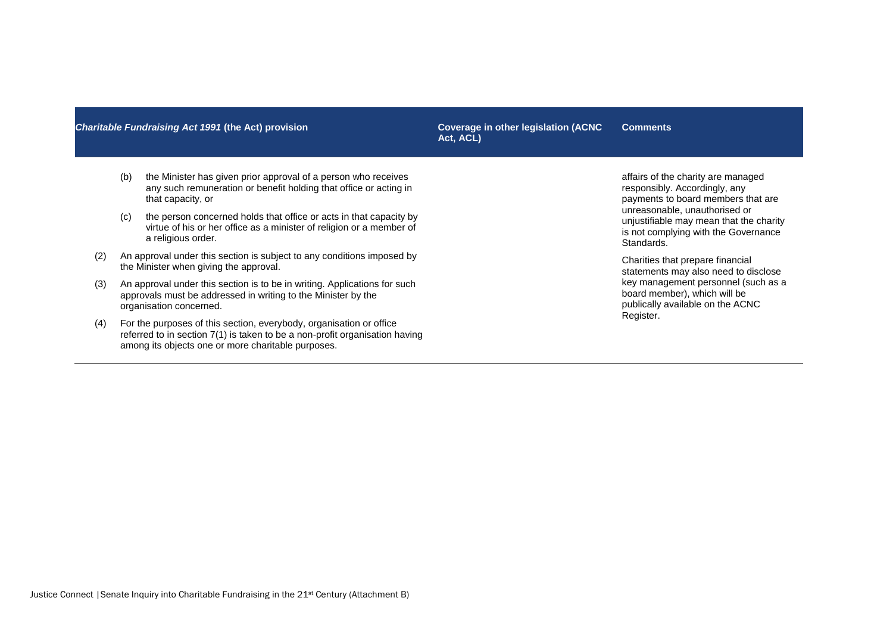| *Charitable Fundraising Act 1991* (the Act) provision | Coverage in other legislation (ACNC Act, ACL) | Comments |
|---|---|---|
| (b) the Minister has given prior approval of a person who receives any such remuneration or benefit holding that office or acting in that capacity, or<br><br>(c) the person concerned holds that office or acts in that capacity by virtue of his or her office as a minister of religion or a member of a religious order.<br><br>(2) An approval under this section is subject to any conditions imposed by the Minister when giving the approval.<br><br>(3) An approval under this section is to be in writing. Applications for such approvals must be addressed in writing to the Minister by the organisation concerned.<br><br>(4) For the purposes of this section, everybody, organisation or office referred to in section 7(1) is taken to be a non-profit organisation having among its objects one or more charitable purposes. | | affairs of the charity are managed responsibly. Accordingly, any payments to board members that are unreasonable, unauthorised or unjustifiable may mean that the charity is not complying with the Governance Standards.<br><br>Charities that prepare financial statements may also need to disclose key management personnel (such as a board member), which will be publically available on the ACNC Register. |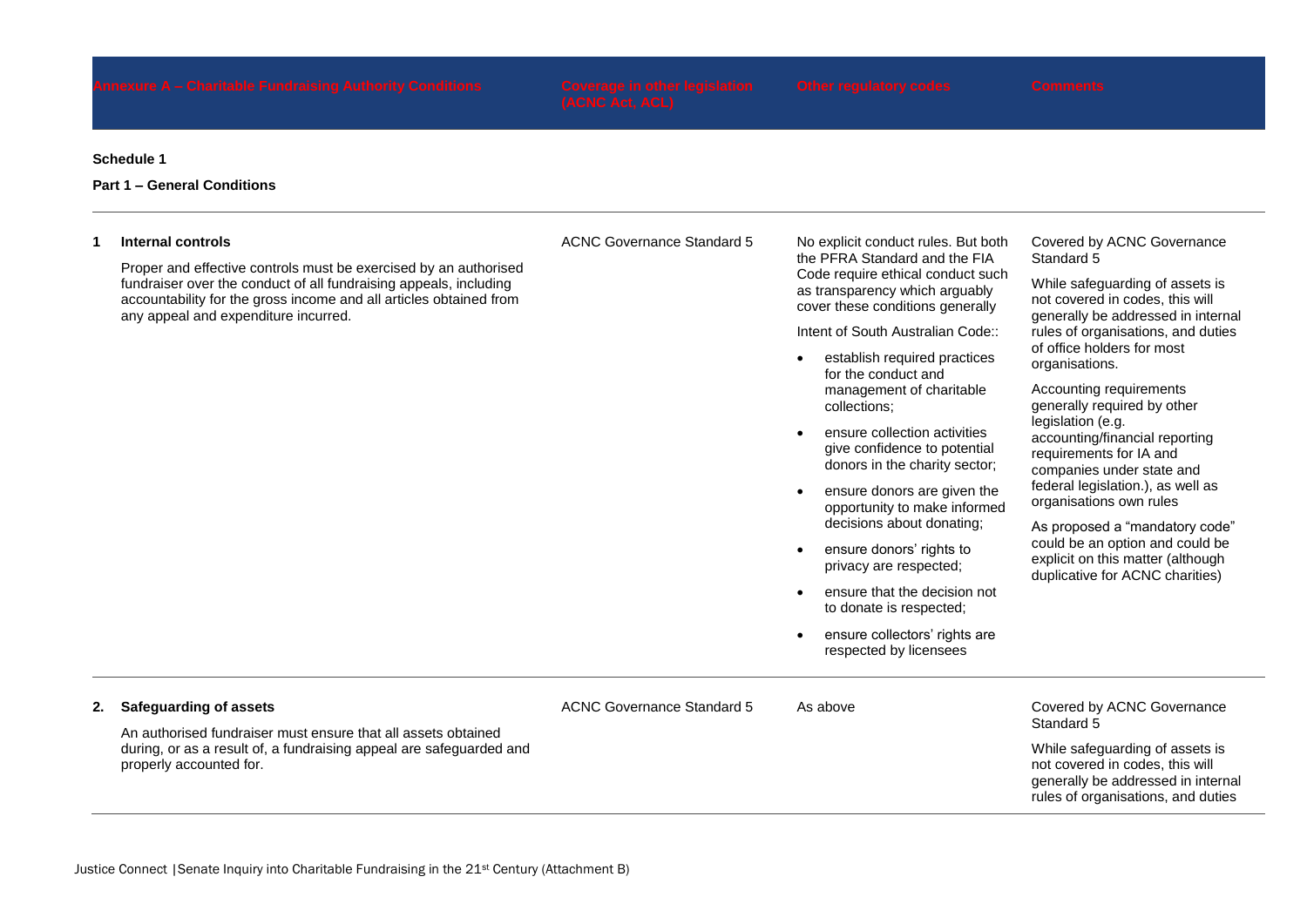| Annexure A – Charitable Fundraising Authority Conditions | Coverage in other legislation (ACNC Act, ACL) | Other regulatory codes | Comments |
|---|---|---|---|
| **Schedule 1** | | | |
| **Part 1 – General Conditions** | | | |
| **1 Internal controls**<br><br>Proper and effective controls must be exercised by an authorised fundraiser over the conduct of all fundraising appeals, including accountability for the gross income and all articles obtained from any appeal and expenditure incurred. | ACNC Governance Standard 5 | No explicit conduct rules. But both the PFRA Standard and the FIA Code require ethical conduct such as transparency which arguably cover these conditions generally<br><br>Intent of South Australian Code::<br><br>• establish required practices for the conduct and management of charitable collections;<br>• ensure collection activities give confidence to potential donors in the charity sector;<br>• ensure donors are given the opportunity to make informed decisions about donating;<br>• ensure donors' rights to privacy are respected;<br>• ensure that the decision not to donate is respected;<br>• ensure collectors' rights are respected by licensees | Covered by ACNC Governance Standard 5<br><br>While safeguarding of assets is not covered in codes, this will generally be addressed in internal rules of organisations, and duties of office holders for most organisations.<br><br>Accounting requirements generally required by other legislation (e.g. accounting/financial reporting requirements for IA and companies under state and federal legislation.), as well as organisations own rules<br><br>As proposed a "mandatory code" could be an option and could be explicit on this matter (although duplicative for ACNC charities) |
| **2. Safeguarding of assets**<br><br>An authorised fundraiser must ensure that all assets obtained during, or as a result of, a fundraising appeal are safeguarded and properly accounted for. | ACNC Governance Standard 5 | As above | Covered by ACNC Governance Standard 5<br><br>While safeguarding of assets is not covered in codes, this will generally be addressed in internal rules of organisations, and duties |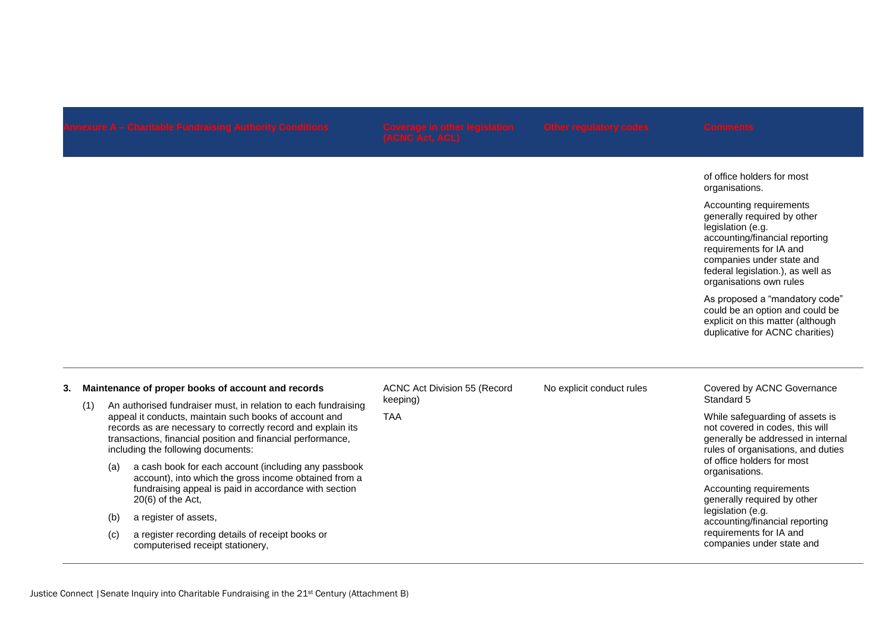| Annexure A – Charitable Fundraising Authority Conditions | Coverage in other legislation (ACNC Act, ACL) | Other regulatory codes | Comments |
| --- | --- | --- | --- |
| | | | of office holders for most organisations.<br><br>Accounting requirements generally required by other legislation (e.g. accounting/financial reporting requirements for IA and companies under state and federal legislation.), as well as organisations own rules<br><br>As proposed a "mandatory code" could be an option and could be explicit on this matter (although duplicative for ACNC charities) |
| **3. Maintenance of proper books of account and records**<br><br>(1) An authorised fundraiser must, in relation to each fundraising appeal it conducts, maintain such books of account and records as are necessary to correctly record and explain its transactions, financial position and financial performance, including the following documents:<br><br>(a) a cash book for each account (including any passbook account), into which the gross income obtained from a fundraising appeal is paid in accordance with section 20(6) of the Act,<br><br>(b) a register of assets,<br><br>(c) a register recording details of receipt books or computerised receipt stationery, | ACNC Act Division 55 (Record keeping)<br><br>TAA | No explicit conduct rules | Covered by ACNC Governance Standard 5<br><br>While safeguarding of assets is not covered in codes, this will generally be addressed in internal rules of organisations, and duties of office holders for most organisations.<br><br>Accounting requirements generally required by other legislation (e.g. accounting/financial reporting requirements for IA and companies under state and |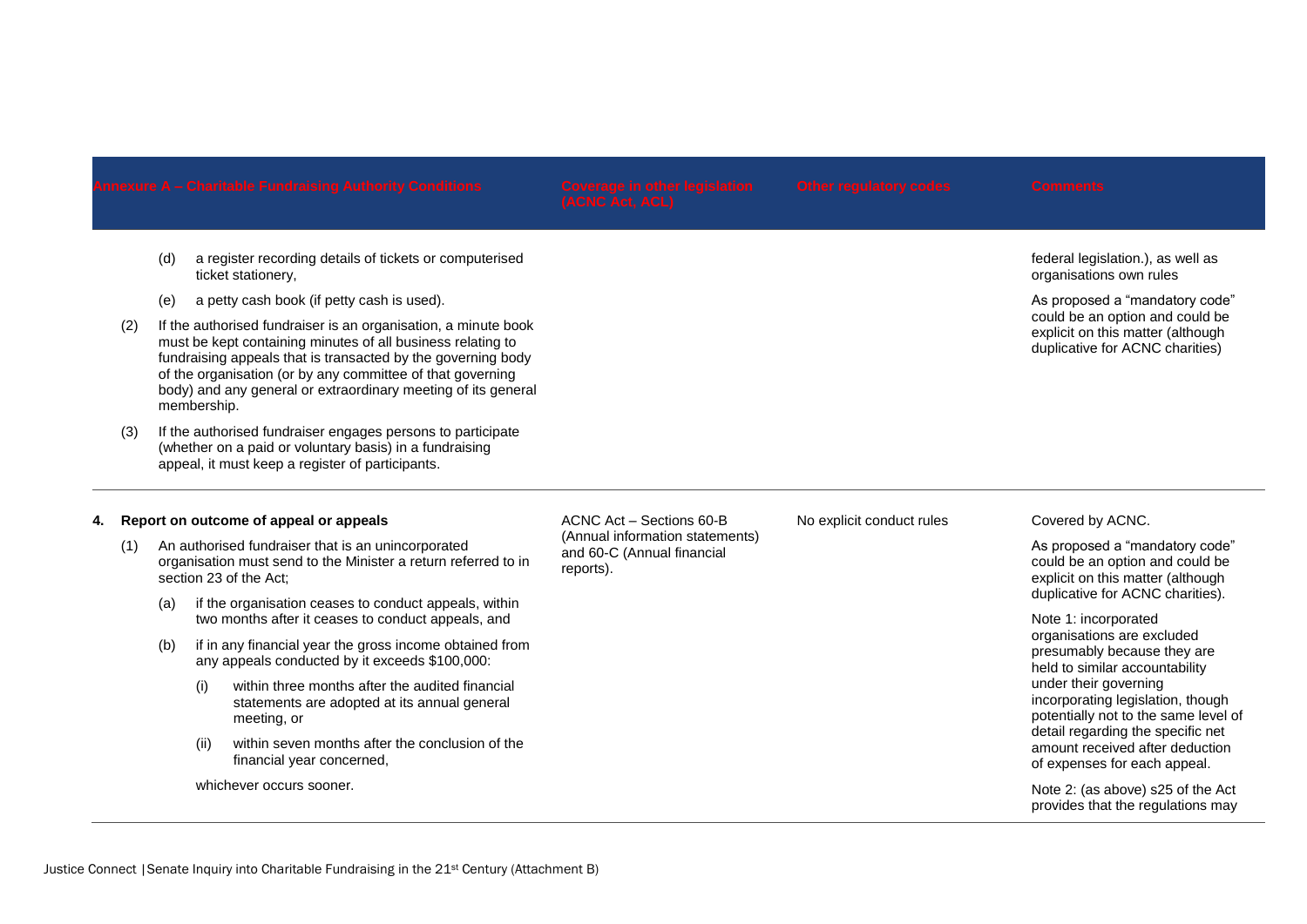| Annexure A – Charitable Fundraising Authority Conditions | Coverage in other legislation (ACNC Act, ACL) | Other regulatory codes | Comments |
| --- | --- | --- | --- |
| (d) a register recording details of tickets or computerised ticket stationery,<br><br>(e) a petty cash book (if petty cash is used).<br><br>(2) If the authorised fundraiser is an organisation, a minute book must be kept containing minutes of all business relating to fundraising appeals that is transacted by the governing body of the organisation (or by any committee of that governing body) and any general or extraordinary meeting of its general membership.<br><br>(3) If the authorised fundraiser engages persons to participate (whether on a paid or voluntary basis) in a fundraising appeal, it must keep a register of participants. | | | federal legislation.), as well as organisations own rules<br><br>As proposed a "mandatory code" could be an option and could be explicit on this matter (although duplicative for ACNC charities) |
| **4. Report on outcome of appeal or appeals**<br><br>(1) An authorised fundraiser that is an unincorporated organisation must send to the Minister a return referred to in section 23 of the Act;<br><br>(a) if the organisation ceases to conduct appeals, within two months after it ceases to conduct appeals, and<br><br>(b) if in any financial year the gross income obtained from any appeals conducted by it exceeds $100,000:<br><br>(i) within three months after the audited financial statements are adopted at its annual general meeting, or<br><br>(ii) within seven months after the conclusion of the financial year concerned,<br><br>whichever occurs sooner. | ACNC Act – Sections 60-B (Annual information statements) and 60-C (Annual financial reports). | No explicit conduct rules | Covered by ACNC.<br><br>As proposed a "mandatory code" could be an option and could be explicit on this matter (although duplicative for ACNC charities).<br><br>Note 1: incorporated organisations are excluded presumably because they are held to similar accountability under their governing incorporating legislation, though potentially not to the same level of detail regarding the specific net amount received after deduction of expenses for each appeal.<br><br>Note 2: (as above) s25 of the Act provides that the regulations may |

Justice Connect | Senate Inquiry into Charitable Fundraising in the 21st Century (Attachment B)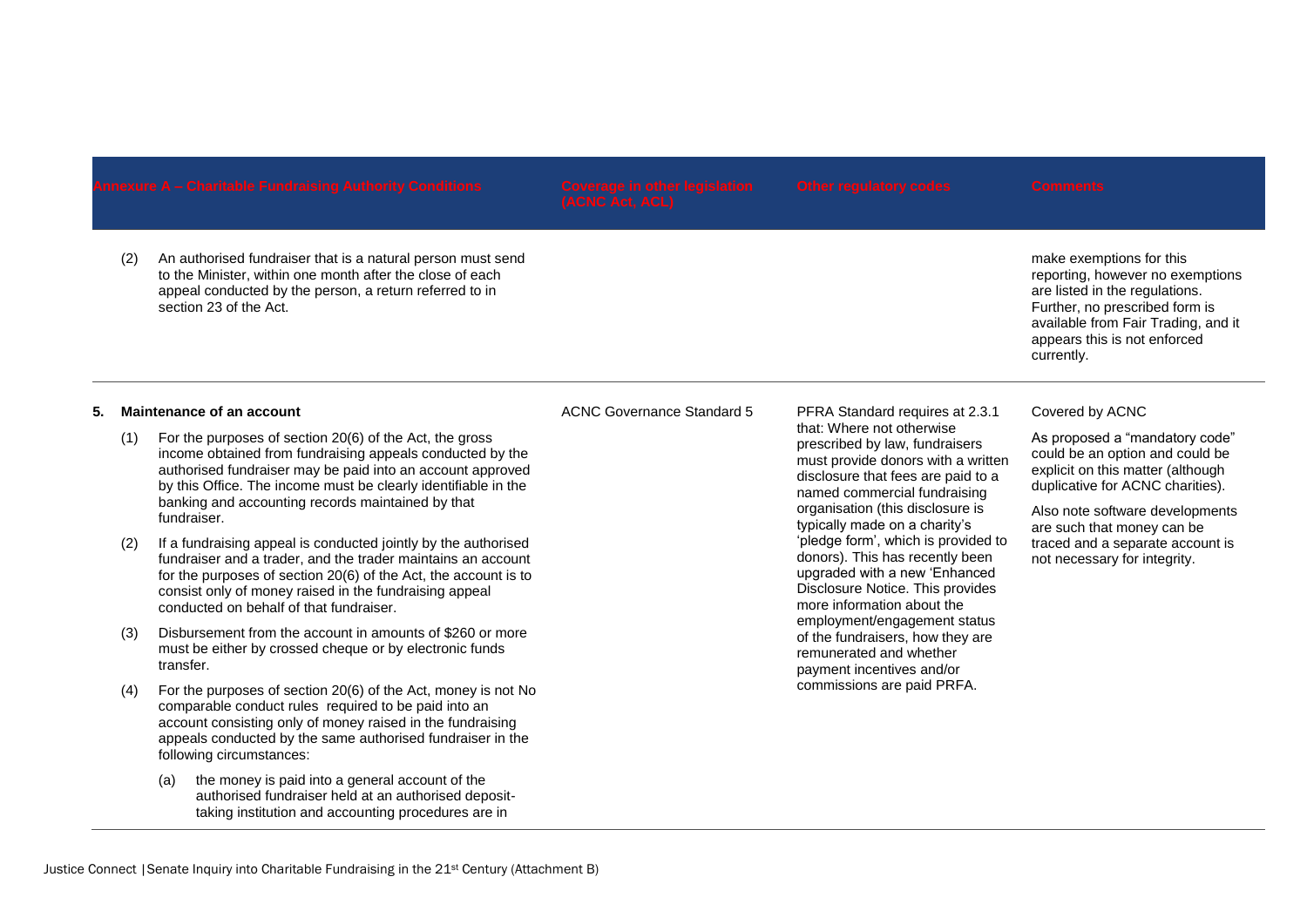| Annexure A – Charitable Fundraising Authority Conditions | Coverage in other legislation (ACNC Act, ACL) | Other regulatory codes | Comments |
| --- | --- | --- | --- |
| (2) An authorised fundraiser that is a natural person must send to the Minister, within one month after the close of each appeal conducted by the person, a return referred to in section 23 of the Act. | | | make exemptions for this reporting, however no exemptions are listed in the regulations. Further, no prescribed form is available from Fair Trading, and it appears this is not enforced currently. |
| **5. Maintenance of an account**<br><br>(1) For the purposes of section 20(6) of the Act, the gross income obtained from fundraising appeals conducted by the authorised fundraiser may be paid into an account approved by this Office. The income must be clearly identifiable in the banking and accounting records maintained by that fundraiser.<br><br>(2) If a fundraising appeal is conducted jointly by the authorised fundraiser and a trader, and the trader maintains an account for the purposes of section 20(6) of the Act, the account is to consist only of money raised in the fundraising appeal conducted on behalf of that fundraiser.<br><br>(3) Disbursement from the account in amounts of $260 or more must be either by crossed cheque or by electronic funds transfer.<br><br>(4) For the purposes of section 20(6) of the Act, money is not No comparable conduct rules required to be paid into an account consisting only of money raised in the fundraising appeals conducted by the same authorised fundraiser in the following circumstances:<br><br>(a) the money is paid into a general account of the authorised fundraiser held at an authorised deposit-taking institution and accounting procedures are in | ACNC Governance Standard 5 | PFRA Standard requires at 2.3.1 that: Where not otherwise prescribed by law, fundraisers must provide donors with a written disclosure that fees are paid to a named commercial fundraising organisation (this disclosure is typically made on a charity's 'pledge form', which is provided to donors). This has recently been upgraded with a new 'Enhanced Disclosure Notice. This provides more information about the employment/engagement status of the fundraisers, how they are remunerated and whether payment incentives and/or commissions are paid PRFA. | Covered by ACNC<br><br>As proposed a "mandatory code" could be an option and could be explicit on this matter (although duplicative for ACNC charities).<br><br>Also note software developments are such that money can be traced and a separate account is not necessary for integrity. |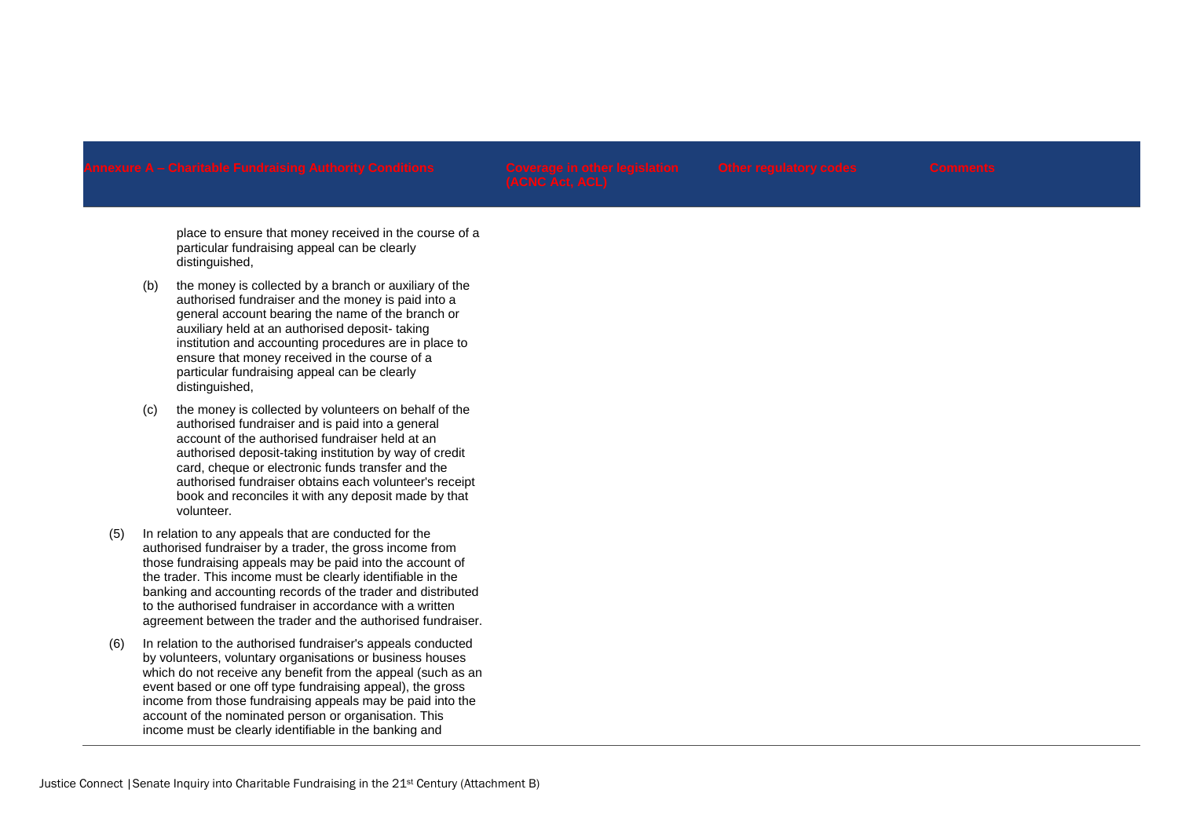| Annexure A – Charitable Fundraising Authority Conditions | Coverage in other legislation (ACNC Act, ACL) | Other regulatory codes | Comments |
|---|---|---|---|
| place to ensure that money received in the course of a particular fundraising appeal can be clearly distinguished,<br><br>(b) the money is collected by a branch or auxiliary of the authorised fundraiser and the money is paid into a general account bearing the name of the branch or auxiliary held at an authorised deposit- taking institution and accounting procedures are in place to ensure that money received in the course of a particular fundraising appeal can be clearly distinguished,<br><br>(c) the money is collected by volunteers on behalf of the authorised fundraiser and is paid into a general account of the authorised fundraiser held at an authorised deposit-taking institution by way of credit card, cheque or electronic funds transfer and the authorised fundraiser obtains each volunteer's receipt book and reconciles it with any deposit made by that volunteer.<br><br>(5) In relation to any appeals that are conducted for the authorised fundraiser by a trader, the gross income from those fundraising appeals may be paid into the account of the trader. This income must be clearly identifiable in the banking and accounting records of the trader and distributed to the authorised fundraiser in accordance with a written agreement between the trader and the authorised fundraiser.<br><br>(6) In relation to the authorised fundraiser's appeals conducted by volunteers, voluntary organisations or business houses which do not receive any benefit from the appeal (such as an event based or one off type fundraising appeal), the gross income from those fundraising appeals may be paid into the account of the nominated person or organisation. This income must be clearly identifiable in the banking and | | | |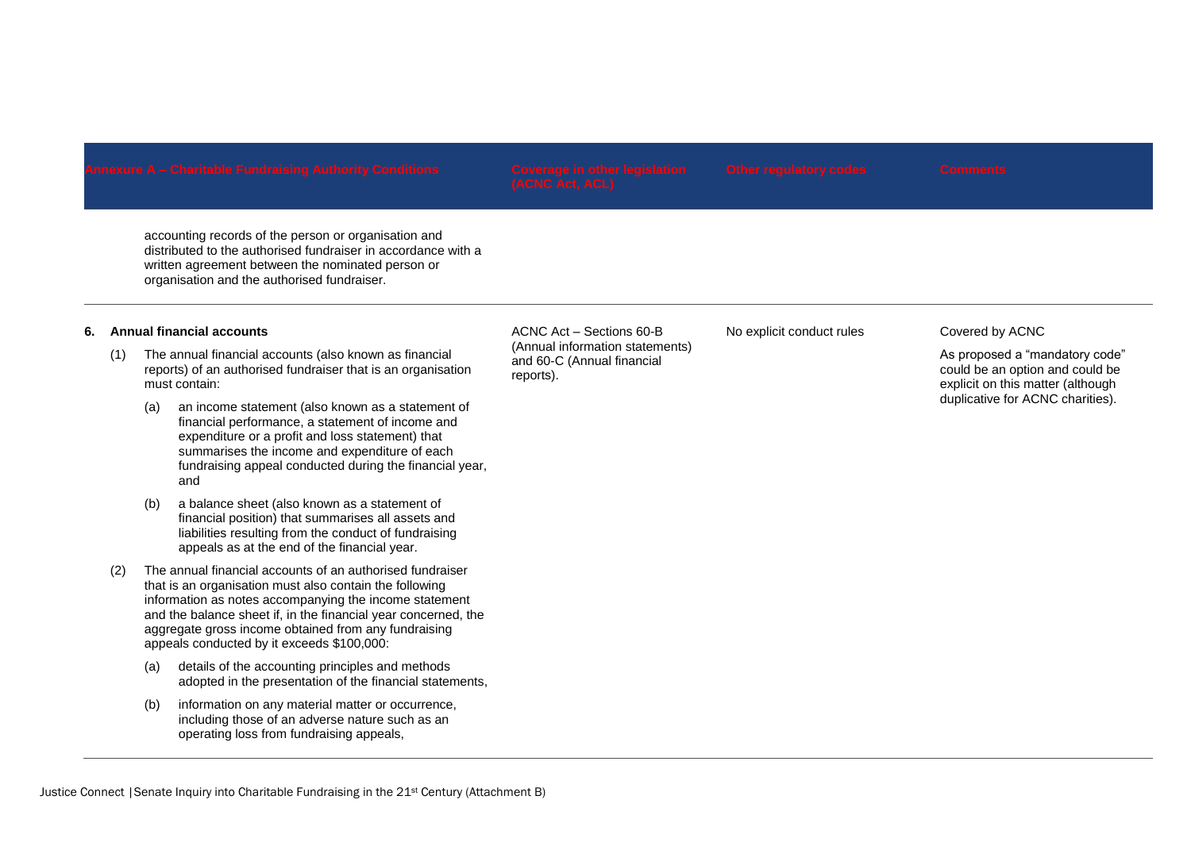| Annexure A – Charitable Fundraising Authority Conditions | Coverage in other legislation (ACNC Act, ACL) | Other regulatory codes | Comments |
|---|---|---|---|
| accounting records of the person or organisation and distributed to the authorised fundraiser in accordance with a written agreement between the nominated person or organisation and the authorised fundraiser. | | | |
| **6. Annual financial accounts**<br><br>(1) The annual financial accounts (also known as financial reports) of an authorised fundraiser that is an organisation must contain:<br><br>(a) an income statement (also known as a statement of financial performance, a statement of income and expenditure or a profit and loss statement) that summarises the income and expenditure of each fundraising appeal conducted during the financial year, and<br><br>(b) a balance sheet (also known as a statement of financial position) that summarises all assets and liabilities resulting from the conduct of fundraising appeals as at the end of the financial year.<br><br>(2) The annual financial accounts of an authorised fundraiser that is an organisation must also contain the following information as notes accompanying the income statement and the balance sheet if, in the financial year concerned, the aggregate gross income obtained from any fundraising appeals conducted by it exceeds $100,000:<br><br>(a) details of the accounting principles and methods adopted in the presentation of the financial statements,<br><br>(b) information on any material matter or occurrence, including those of an adverse nature such as an operating loss from fundraising appeals, | ACNC Act – Sections 60-B (Annual information statements) and 60-C (Annual financial reports). | No explicit conduct rules | Covered by ACNC<br><br>As proposed a "mandatory code" could be an option and could be explicit on this matter (although duplicative for ACNC charities). |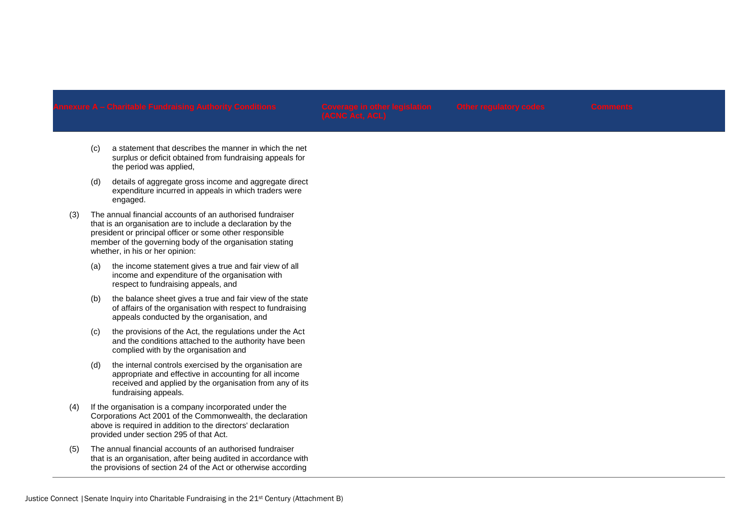| Annexure A – Charitable Fundraising Authority Conditions | Coverage in other legislation (ACNC Act, ACL) | Other regulatory codes | Comments |
|---|---|---|---|
| (c) a statement that describes the manner in which the net surplus or deficit obtained from fundraising appeals for the period was applied,<br><br>(d) details of aggregate gross income and aggregate direct expenditure incurred in appeals in which traders were engaged.<br><br>(3) The annual financial accounts of an authorised fundraiser that is an organisation are to include a declaration by the president or principal officer or some other responsible member of the governing body of the organisation stating whether, in his or her opinion:<br><br>(a) the income statement gives a true and fair view of all income and expenditure of the organisation with respect to fundraising appeals, and<br><br>(b) the balance sheet gives a true and fair view of the state of affairs of the organisation with respect to fundraising appeals conducted by the organisation, and<br><br>(c) the provisions of the Act, the regulations under the Act and the conditions attached to the authority have been complied with by the organisation and<br><br>(d) the internal controls exercised by the organisation are appropriate and effective in accounting for all income received and applied by the organisation from any of its fundraising appeals.<br><br>(4) If the organisation is a company incorporated under the Corporations Act 2001 of the Commonwealth, the declaration above is required in addition to the directors' declaration provided under section 295 of that Act.<br><br>(5) The annual financial accounts of an authorised fundraiser that is an organisation, after being audited in accordance with the provisions of section 24 of the Act or otherwise according | | | |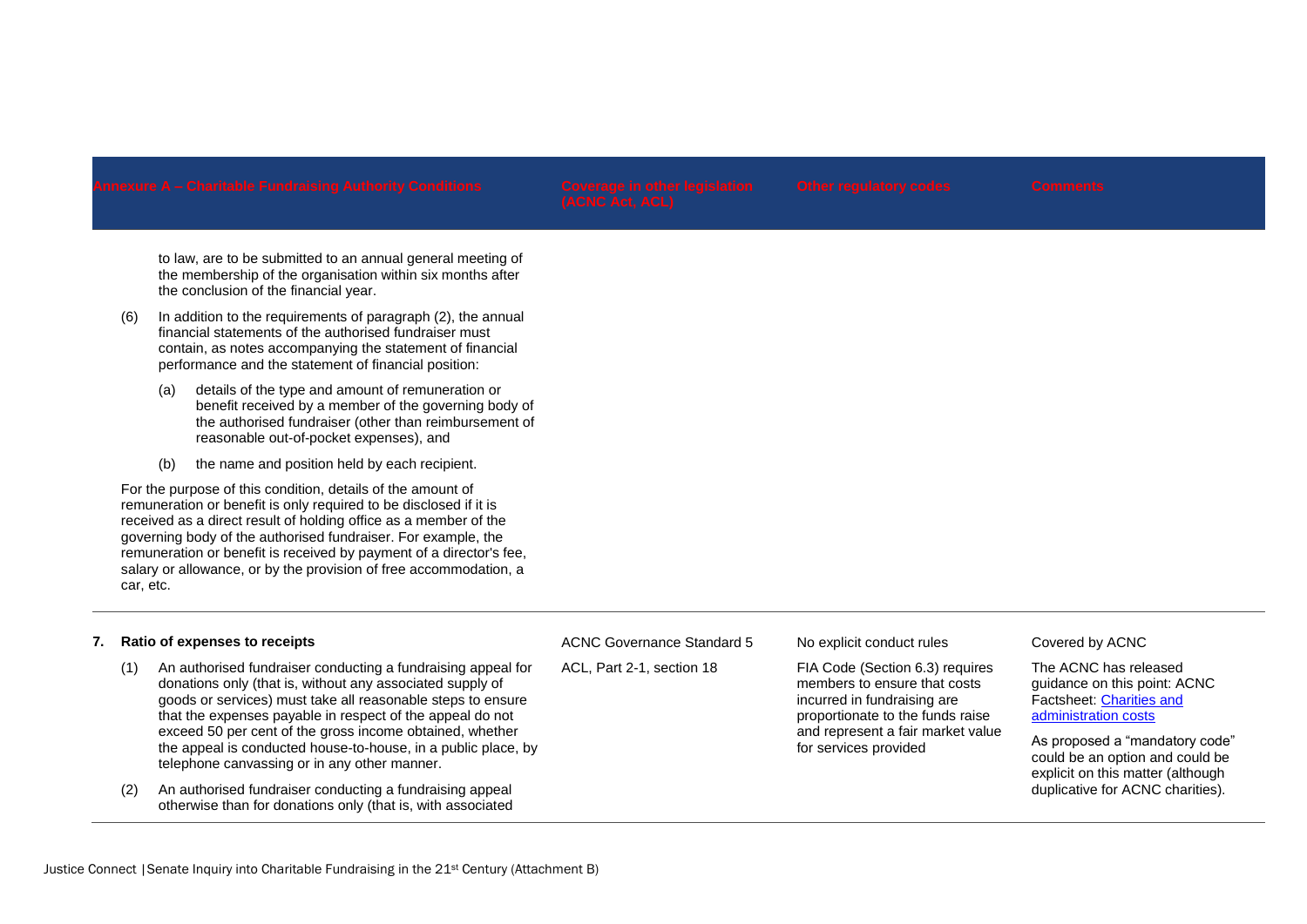| Annexure A – Charitable Fundraising Authority Conditions | Coverage in other legislation (ACNC Act, ACL) | Other regulatory codes | Comments |
|---|---|---|---|
| to law, are to be submitted to an annual general meeting of the membership of the organisation within six months after the conclusion of the financial year.<br><br>(6) In addition to the requirements of paragraph (2), the annual financial statements of the authorised fundraiser must contain, as notes accompanying the statement of financial performance and the statement of financial position:<br><br>(a) details of the type and amount of remuneration or benefit received by a member of the governing body of the authorised fundraiser (other than reimbursement of reasonable out-of-pocket expenses), and<br><br>(b) the name and position held by each recipient.<br><br>For the purpose of this condition, details of the amount of remuneration or benefit is only required to be disclosed if it is received as a direct result of holding office as a member of the governing body of the authorised fundraiser. For example, the remuneration or benefit is received by payment of a director's fee, salary or allowance, or by the provision of free accommodation, a car, etc. | | | |
| **7. Ratio of expenses to receipts**<br><br>(1) An authorised fundraiser conducting a fundraising appeal for donations only (that is, without any associated supply of goods or services) must take all reasonable steps to ensure that the expenses payable in respect of the appeal do not exceed 50 per cent of the gross income obtained, whether the appeal is conducted house-to-house, in a public place, by telephone canvassing or in any other manner.<br><br>(2) An authorised fundraiser conducting a fundraising appeal otherwise than for donations only (that is, with associated | ACNC Governance Standard 5<br><br>ACL, Part 2-1, section 18 | No explicit conduct rules<br><br>FIA Code (Section 6.3) requires members to ensure that costs incurred in fundraising are proportionate to the funds raise and represent a fair market value for services provided | Covered by ACNC<br><br>The ACNC has released guidance on this point: ACNC Factsheet: Charities and administration costs<br><br>As proposed a "mandatory code" could be an option and could be explicit on this matter (although duplicative for ACNC charities). |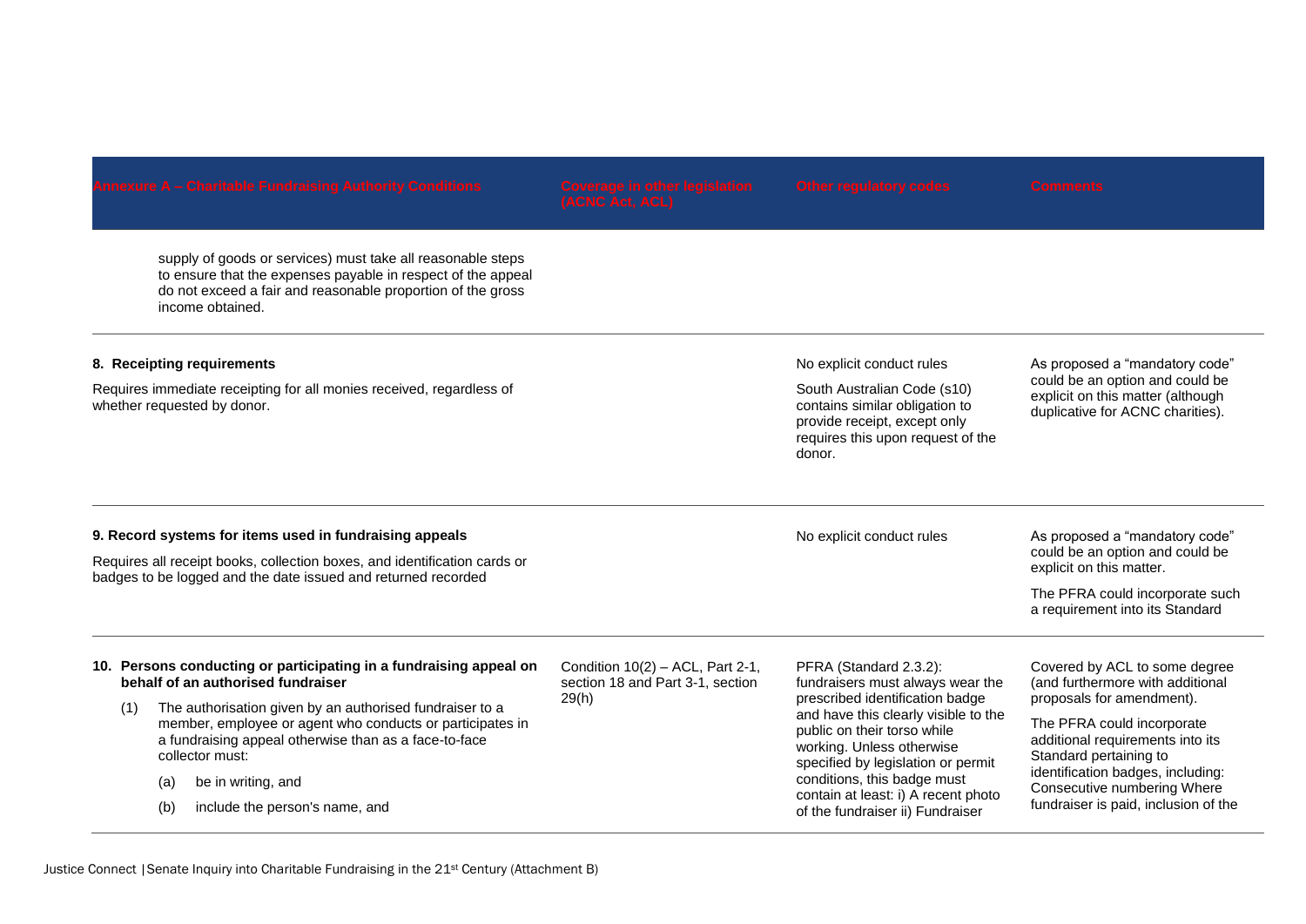| Annexure A – Charitable Fundraising Authority Conditions | Coverage in other legislation (ACNC Act, ACL) | Other regulatory codes | Comments |
|---|---|---|---|
| supply of goods or services) must take all reasonable steps to ensure that the expenses payable in respect of the appeal do not exceed a fair and reasonable proportion of the gross income obtained. | | | |
| **8. Receipting requirements**<br><br>Requires immediate receipting for all monies received, regardless of whether requested by donor. | | No explicit conduct rules<br><br>South Australian Code (s10) contains similar obligation to provide receipt, except only requires this upon request of the donor. | As proposed a "mandatory code" could be an option and could be explicit on this matter (although duplicative for ACNC charities). |
| **9. Record systems for items used in fundraising appeals**<br><br>Requires all receipt books, collection boxes, and identification cards or badges to be logged and the date issued and returned recorded | | No explicit conduct rules | As proposed a "mandatory code" could be an option and could be explicit on this matter.<br><br>The PFRA could incorporate such a requirement into its Standard |
| **10. Persons conducting or participating in a fundraising appeal on behalf of an authorised fundraiser**<br><br>(1) The authorisation given by an authorised fundraiser to a member, employee or agent who conducts or participates in a fundraising appeal otherwise than as a face-to-face collector must:<br><br>(a) be in writing, and<br><br>(b) include the person's name, and | Condition 10(2) – ACL, Part 2-1, section 18 and Part 3-1, section 29(h) | PFRA (Standard 2.3.2): fundraisers must always wear the prescribed identification badge and have this clearly visible to the public on their torso while working. Unless otherwise specified by legislation or permit conditions, this badge must contain at least: i) A recent photo of the fundraiser ii) Fundraiser | Covered by ACL to some degree (and furthermore with additional proposals for amendment).<br><br>The PFRA could incorporate additional requirements into its Standard pertaining to identification badges, including: Consecutive numbering Where fundraiser is paid, inclusion of the |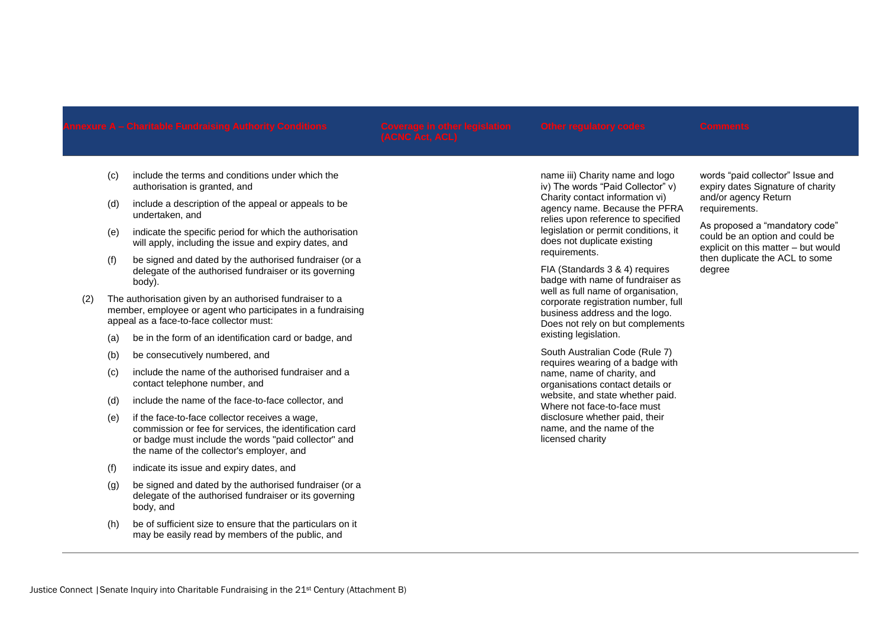| Annexure A – Charitable Fundraising Authority Conditions | Coverage in other legislation (ACNC Act, ACL) | Other regulatory codes | Comments |
|---|---|---|---|
| (c) include the terms and conditions under which the authorisation is granted, and<br><br>(d) include a description of the appeal or appeals to be undertaken, and<br><br>(e) indicate the specific period for which the authorisation will apply, including the issue and expiry dates, and<br><br>(f) be signed and dated by the authorised fundraiser (or a delegate of the authorised fundraiser or its governing body).<br><br>(2) The authorisation given by an authorised fundraiser to a member, employee or agent who participates in a fundraising appeal as a face-to-face collector must:<br><br>(a) be in the form of an identification card or badge, and<br><br>(b) be consecutively numbered, and<br><br>(c) include the name of the authorised fundraiser and a contact telephone number, and<br><br>(d) include the name of the face-to-face collector, and<br><br>(e) if the face-to-face collector receives a wage, commission or fee for services, the identification card or badge must include the words "paid collector" and the name of the collector's employer, and<br><br>(f) indicate its issue and expiry dates, and<br><br>(g) be signed and dated by the authorised fundraiser (or a delegate of the authorised fundraiser or its governing body, and<br><br>(h) be of sufficient size to ensure that the particulars on it may be easily read by members of the public, and | | name iii) Charity name and logo iv) The words "Paid Collector" v) Charity contact information vi) agency name. Because the PFRA relies upon reference to specified legislation or permit conditions, it does not duplicate existing requirements.<br><br>FIA (Standards 3 & 4) requires badge with name of fundraiser as well as full name of organisation, corporate registration number, full business address and the logo. Does not rely on but complements existing legislation.<br><br>South Australian Code (Rule 7) requires wearing of a badge with name, name of charity, and organisations contact details or website, and state whether paid. Where not face-to-face must disclosure whether paid, their name, and the name of the licensed charity | words "paid collector" Issue and expiry dates Signature of charity and/or agency Return requirements.<br><br>As proposed a "mandatory code" could be an option and could be explicit on this matter – but would then duplicate the ACL to some degree |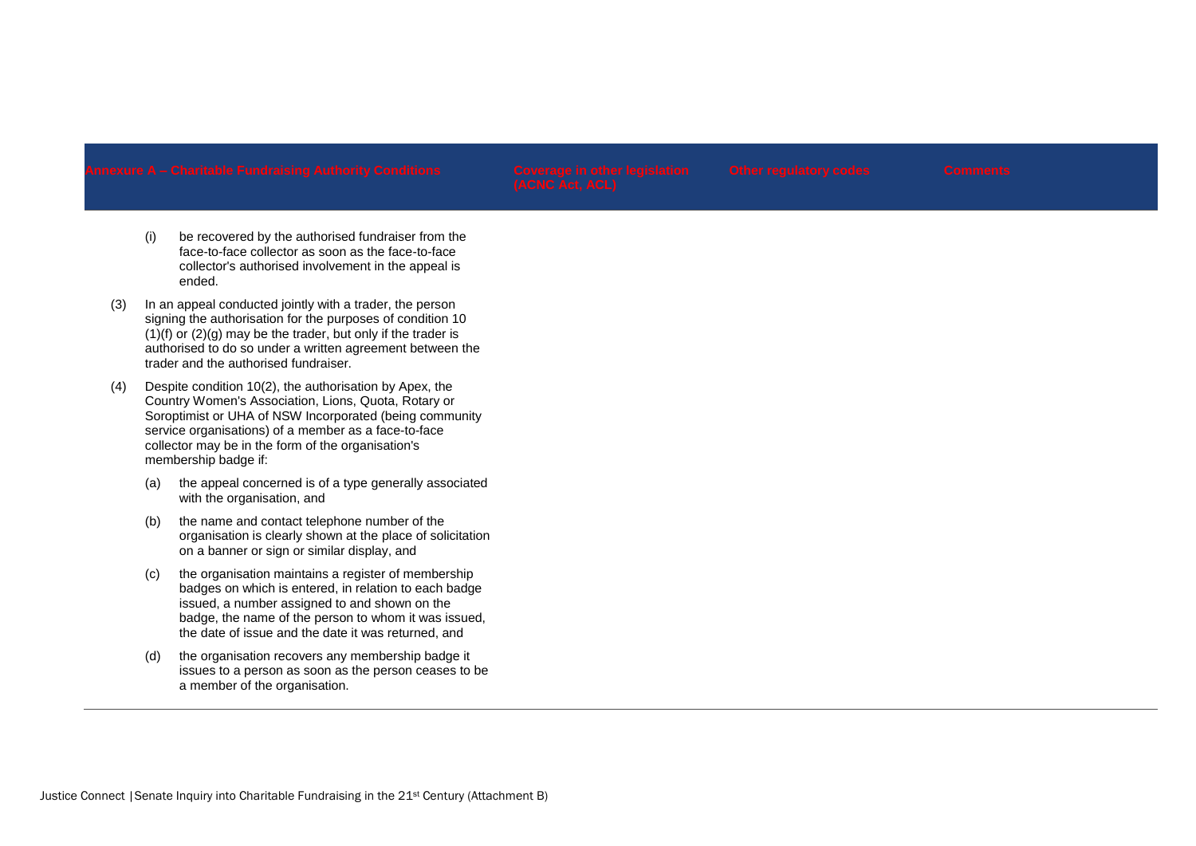| Annexure A – Charitable Fundraising Authority Conditions | Coverage in other legislation (ACNC Act, ACL) | Other regulatory codes | Comments |
| --- | --- | --- | --- |
| (i) be recovered by the authorised fundraiser from the face-to-face collector as soon as the face-to-face collector's authorised involvement in the appeal is ended.<br><br>(3) In an appeal conducted jointly with a trader, the person signing the authorisation for the purposes of condition 10 (1)(f) or (2)(g) may be the trader, but only if the trader is authorised to do so under a written agreement between the trader and the authorised fundraiser.<br><br>(4) Despite condition 10(2), the authorisation by Apex, the Country Women's Association, Lions, Quota, Rotary or Soroptimist or UHA of NSW Incorporated (being community service organisations) of a member as a face-to-face collector may be in the form of the organisation's membership badge if:<br><br>(a) the appeal concerned is of a type generally associated with the organisation, and<br><br>(b) the name and contact telephone number of the organisation is clearly shown at the place of solicitation on a banner or sign or similar display, and<br><br>(c) the organisation maintains a register of membership badges on which is entered, in relation to each badge issued, a number assigned to and shown on the badge, the name of the person to whom it was issued, the date of issue and the date it was returned, and<br><br>(d) the organisation recovers any membership badge it issues to a person as soon as the person ceases to be a member of the organisation. | | | |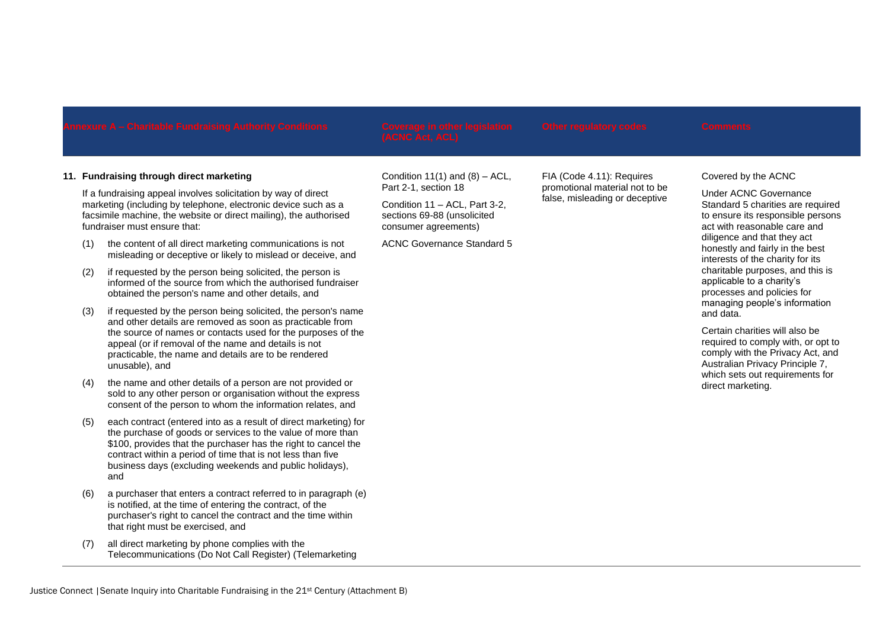| Annexure A – Charitable Fundraising Authority Conditions | Coverage in other legislation (ACNC Act, ACL) | Other regulatory codes | Comments |
|---|---|---|---|
| **11. Fundraising through direct marketing**<br><br>If a fundraising appeal involves solicitation by way of direct marketing (including by telephone, electronic device such as a facsimile machine, the website or direct mailing), the authorised fundraiser must ensure that:<br><br>(1) the content of all direct marketing communications is not misleading or deceptive or likely to mislead or deceive, and<br><br>(2) if requested by the person being solicited, the person is informed of the source from which the authorised fundraiser obtained the person's name and other details, and<br><br>(3) if requested by the person being solicited, the person's name and other details are removed as soon as practicable from the source of names or contacts used for the purposes of the appeal (or if removal of the name and details is not practicable, the name and details are to be rendered unusable), and<br><br>(4) the name and other details of a person are not provided or sold to any other person or organisation without the express consent of the person to whom the information relates, and<br><br>(5) each contract (entered into as a result of direct marketing) for the purchase of goods or services to the value of more than $100, provides that the purchaser has the right to cancel the contract within a period of time that is not less than five business days (excluding weekends and public holidays), and<br><br>(6) a purchaser that enters a contract referred to in paragraph (e) is notified, at the time of entering the contract, of the purchaser's right to cancel the contract and the time within that right must be exercised, and<br><br>(7) all direct marketing by phone complies with the Telecommunications (Do Not Call Register) (Telemarketing | Condition 11(1) and (8) – ACL, Part 2-1, section 18<br><br>Condition 11 – ACL, Part 3-2, sections 69-88 (unsolicited consumer agreements)<br><br>ACNC Governance Standard 5 | FIA (Code 4.11): Requires promotional material not to be false, misleading or deceptive | Covered by the ACNC<br><br>Under ACNC Governance Standard 5 charities are required to ensure its responsible persons act with reasonable care and diligence and that they act honestly and fairly in the best interests of the charity for its charitable purposes, and this is applicable to a charity's processes and policies for managing people's information and data.<br><br>Certain charities will also be required to comply with, or opt to comply with the Privacy Act, and Australian Privacy Principle 7, which sets out requirements for direct marketing. |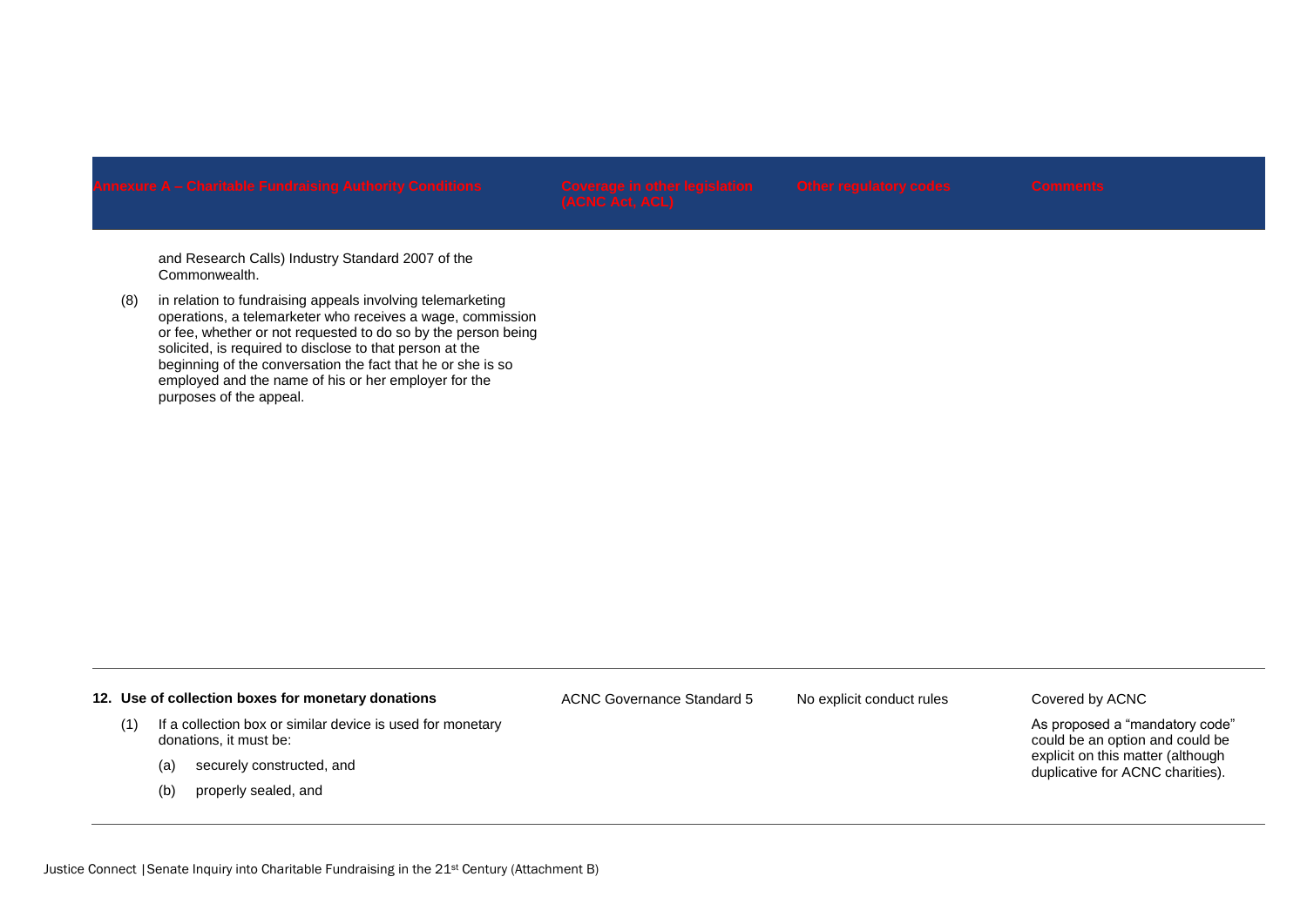| Annexure A – Charitable Fundraising Authority Conditions | Coverage in other legislation (ACNC Act, ACL) | Other regulatory codes | Comments |
|---|---|---|---|
| and Research Calls) Industry Standard 2007 of the Commonwealth.<br><br>(8) in relation to fundraising appeals involving telemarketing operations, a telemarketer who receives a wage, commission or fee, whether or not requested to do so by the person being solicited, is required to disclose to that person at the beginning of the conversation the fact that he or she is so employed and the name of his or her employer for the purposes of the appeal. | | | |
| **12. Use of collection boxes for monetary donations**<br><br>(1) If a collection box or similar device is used for monetary donations, it must be:<br><br>(a) securely constructed, and<br><br>(b) properly sealed, and | ACNC Governance Standard 5 | No explicit conduct rules | Covered by ACNC<br><br>As proposed a "mandatory code" could be an option and could be explicit on this matter (although duplicative for ACNC charities). |

Justice Connect | Senate Inquiry into Charitable Fundraising in the 21st Century (Attachment B)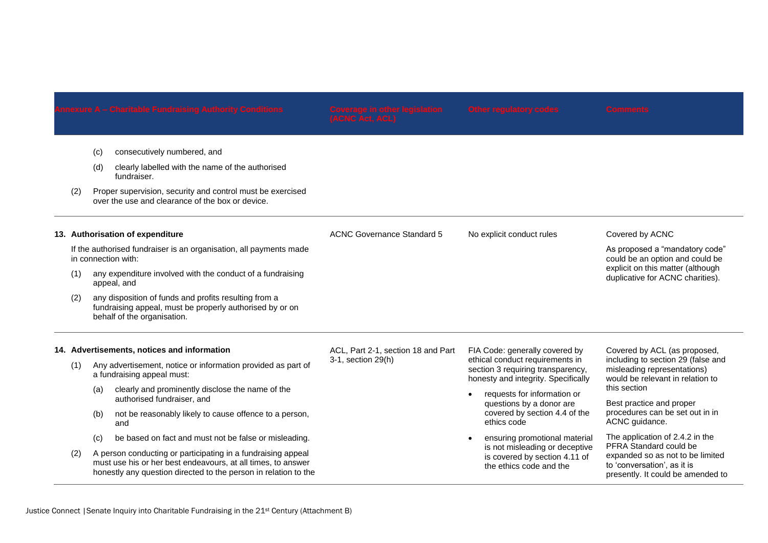| Annexure A – Charitable Fundraising Authority Conditions | Coverage in other legislation (ACNC Act, ACL) | Other regulatory codes | Comments |
|---|---|---|---|
| (c) consecutively numbered, and<br>(d) clearly labelled with the name of the authorised fundraiser.<br>(2) Proper supervision, security and control must be exercised over the use and clearance of the box or device. | | | |
| **13. Authorisation of expenditure**<br>If the authorised fundraiser is an organisation, all payments made in connection with:<br>(1) any expenditure involved with the conduct of a fundraising appeal, and<br>(2) any disposition of funds and profits resulting from a fundraising appeal, must be properly authorised by or on behalf of the organisation. | ACNC Governance Standard 5 | No explicit conduct rules | Covered by ACNC<br>As proposed a "mandatory code" could be an option and could be explicit on this matter (although duplicative for ACNC charities). |
| **14. Advertisements, notices and information**<br>(1) Any advertisement, notice or information provided as part of a fundraising appeal must:<br>(a) clearly and prominently disclose the name of the authorised fundraiser, and<br>(b) not be reasonably likely to cause offence to a person, and<br>(c) be based on fact and must not be false or misleading.<br>(2) A person conducting or participating in a fundraising appeal must use his or her best endeavours, at all times, to answer honestly any question directed to the person in relation to the | ACL, Part 2-1, section 18 and Part 3-1, section 29(h) | FIA Code: generally covered by ethical conduct requirements in section 3 requiring transparency, honesty and integrity. Specifically<br>• requests for information or questions by a donor are covered by section 4.4 of the ethics code<br>• ensuring promotional material is not misleading or deceptive is covered by section 4.11 of the ethics code and the | Covered by ACL (as proposed, including to section 29 (false and misleading representations) would be relevant in relation to this section<br>Best practice and proper procedures can be set out in in ACNC guidance.<br>The application of 2.4.2 in the PFRA Standard could be expanded so as not to be limited to 'conversation', as it is presently. It could be amended to |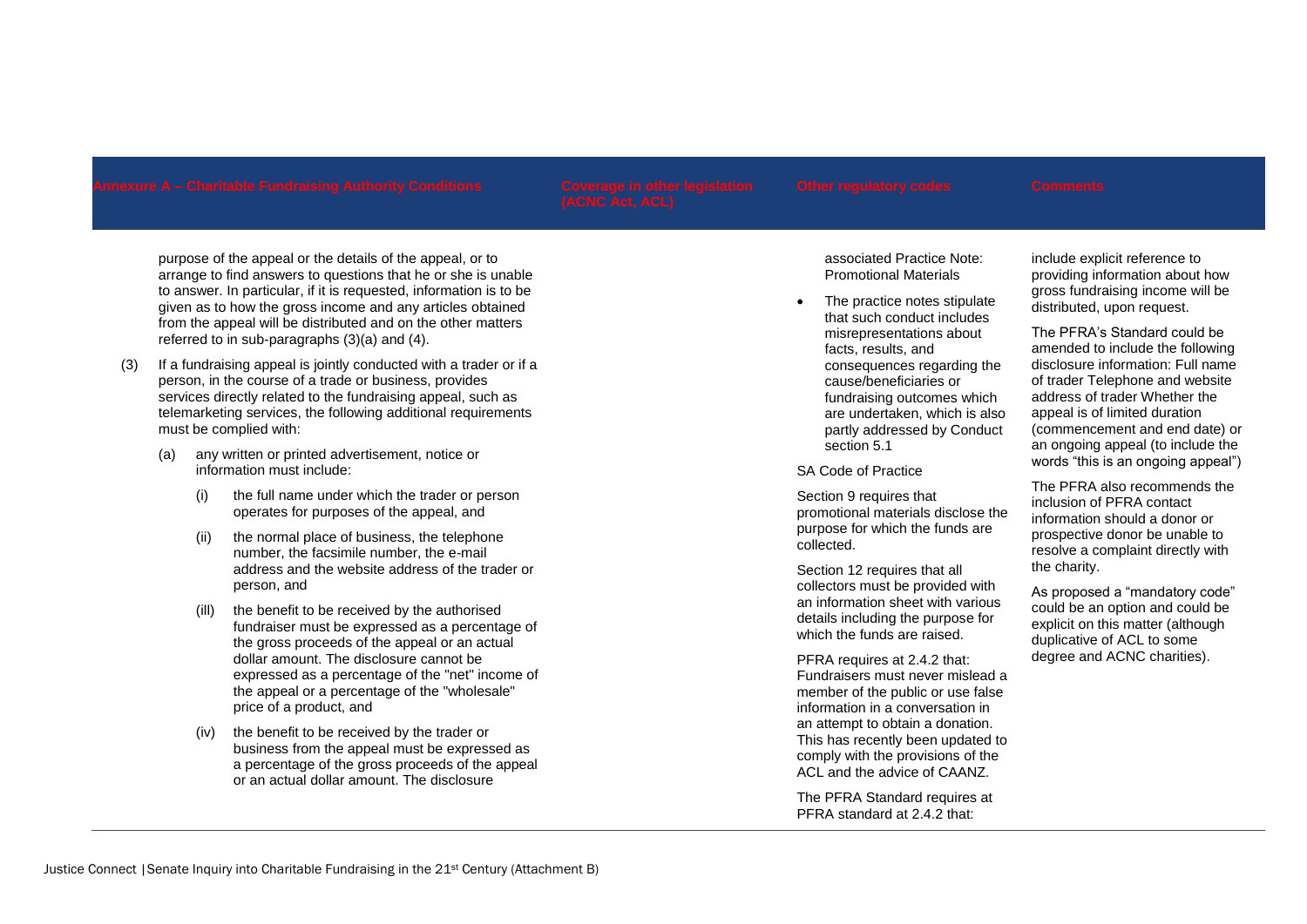| Annexure A – Charitable Fundraising Authority Conditions | Coverage in other legislation (ACNC Act, ACL) | Other regulatory codes | Comments |
| --- | --- | --- | --- |
| purpose of the appeal or the details of the appeal, or to arrange to find answers to questions that he or she is unable to answer. In particular, if it is requested, information is to be given as to how the gross income and any articles obtained from the appeal will be distributed and on the other matters referred to in sub-paragraphs (3)(a) and (4).<br><br>(3) If a fundraising appeal is jointly conducted with a trader or if a person, in the course of a trade or business, provides services directly related to the fundraising appeal, such as telemarketing services, the following additional requirements must be complied with:<br><br>(a) any written or printed advertisement, notice or information must include:<br><br>(i) the full name under which the trader or person operates for purposes of the appeal, and<br><br>(ii) the normal place of business, the telephone number, the facsimile number, the e-mail address and the website address of the trader or person, and<br><br>(ill) the benefit to be received by the authorised fundraiser must be expressed as a percentage of the gross proceeds of the appeal or an actual dollar amount. The disclosure cannot be expressed as a percentage of the "net" income of the appeal or a percentage of the "wholesale" price of a product, and<br><br>(iv) the benefit to be received by the trader or business from the appeal must be expressed as a percentage of the gross proceeds of the appeal or an actual dollar amount. The disclosure | | associated Practice Note: Promotional Materials<br><br>• The practice notes stipulate that such conduct includes misrepresentations about facts, results, and consequences regarding the cause/beneficiaries or fundraising outcomes which are undertaken, which is also partly addressed by Conduct section 5.1<br><br>SA Code of Practice<br><br>Section 9 requires that promotional materials disclose the purpose for which the funds are collected.<br><br>Section 12 requires that all collectors must be provided with an information sheet with various details including the purpose for which the funds are raised.<br><br>PFRA requires at 2.4.2 that: Fundraisers must never mislead a member of the public or use false information in a conversation in an attempt to obtain a donation. This has recently been updated to comply with the provisions of the ACL and the advice of CAANZ.<br><br>The PFRA Standard requires at PFRA standard at 2.4.2 that: | include explicit reference to providing information about how gross fundraising income will be distributed, upon request.<br><br>The PFRA's Standard could be amended to include the following disclosure information: Full name of trader Telephone and website address of trader Whether the appeal is of limited duration (commencement and end date) or an ongoing appeal (to include the words "this is an ongoing appeal")<br><br>The PFRA also recommends the inclusion of PFRA contact information should a donor or prospective donor be unable to resolve a complaint directly with the charity.<br><br>As proposed a "mandatory code" could be an option and could be explicit on this matter (although duplicative of ACL to some degree and ACNC charities). |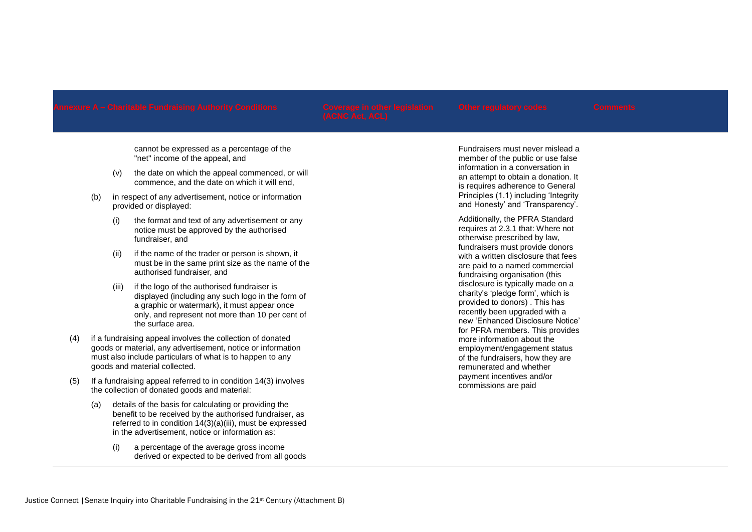| Annexure A – Charitable Fundraising Authority Conditions | Coverage in other legislation (ACNC Act, ACL) | Other regulatory codes | Comments |
|---|---|---|---|
| cannot be expressed as a percentage of the "net" income of the appeal, and<br><br>(v) the date on which the appeal commenced, or will commence, and the date on which it will end,<br><br>(b) in respect of any advertisement, notice or information provided or displayed:<br><br>(i) the format and text of any advertisement or any notice must be approved by the authorised fundraiser, and<br><br>(ii) if the name of the trader or person is shown, it must be in the same print size as the name of the authorised fundraiser, and<br><br>(iii) if the logo of the authorised fundraiser is displayed (including any such logo in the form of a graphic or watermark), it must appear once only, and represent not more than 10 per cent of the surface area.<br><br>(4) if a fundraising appeal involves the collection of donated goods or material, any advertisement, notice or information must also include particulars of what is to happen to any goods and material collected.<br><br>(5) If a fundraising appeal referred to in condition 14(3) involves the collection of donated goods and material:<br><br>(a) details of the basis for calculating or providing the benefit to be received by the authorised fundraiser, as referred to in condition 14(3)(a)(iii), must be expressed in the advertisement, notice or information as:<br><br>(i) a percentage of the average gross income derived or expected to be derived from all goods | | Fundraisers must never mislead a member of the public or use false information in a conversation in an attempt to obtain a donation. It is requires adherence to General Principles (1.1) including 'Integrity and Honesty' and 'Transparency'.<br><br>Additionally, the PFRA Standard requires at 2.3.1 that: Where not otherwise prescribed by law, fundraisers must provide donors with a written disclosure that fees are paid to a named commercial fundraising organisation (this disclosure is typically made on a charity's 'pledge form', which is provided to donors) . This has recently been upgraded with a new 'Enhanced Disclosure Notice' for PFRA members. This provides more information about the employment/engagement status of the fundraisers, how they are remunerated and whether payment incentives and/or commissions are paid | |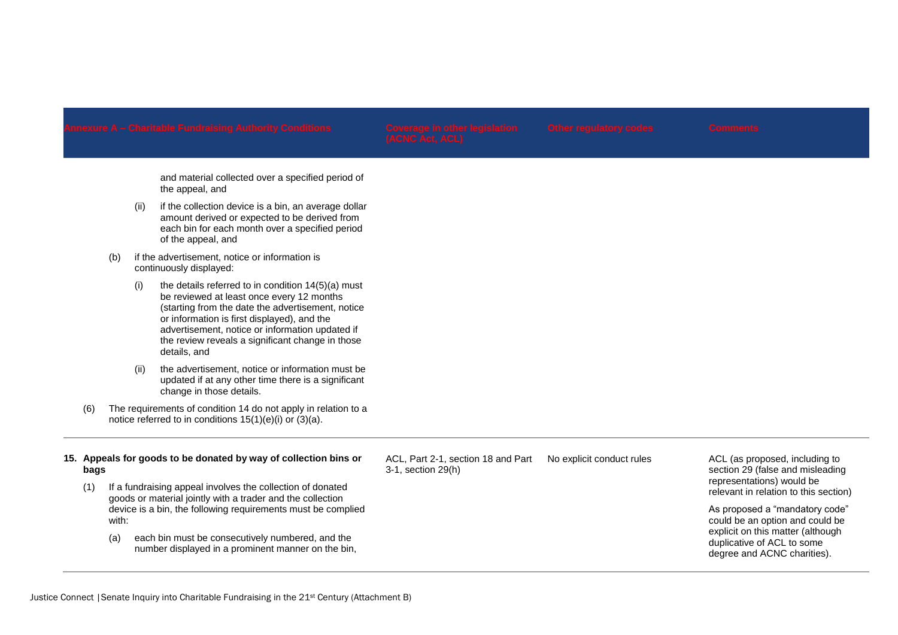| Annexure A – Charitable Fundraising Authority Conditions | Coverage in other legislation (ACNC Act, ACL) | Other regulatory codes | Comments |
|---|---|---|---|
| and material collected over a specified period of the appeal, and<br><br>(ii) if the collection device is a bin, an average dollar amount derived or expected to be derived from each bin for each month over a specified period of the appeal, and<br><br>(b) if the advertisement, notice or information is continuously displayed:<br><br>(i) the details referred to in condition 14(5)(a) must be reviewed at least once every 12 months (starting from the date the advertisement, notice or information is first displayed), and the advertisement, notice or information updated if the review reveals a significant change in those details, and<br><br>(ii) the advertisement, notice or information must be updated if at any other time there is a significant change in those details.<br><br>(6) The requirements of condition 14 do not apply in relation to a notice referred to in conditions 15(1)(e)(i) or (3)(a). | | | |
| **15. Appeals for goods to be donated by way of collection bins or bags**<br><br>(1) If a fundraising appeal involves the collection of donated goods or material jointly with a trader and the collection device is a bin, the following requirements must be complied with:<br><br>(a) each bin must be consecutively numbered, and the number displayed in a prominent manner on the bin, | ACL, Part 2-1, section 18 and Part 3-1, section 29(h) | No explicit conduct rules | ACL (as proposed, including to section 29 (false and misleading representations) would be relevant in relation to this section)<br><br>As proposed a "mandatory code" could be an option and could be explicit on this matter (although duplicative of ACL to some degree and ACNC charities). |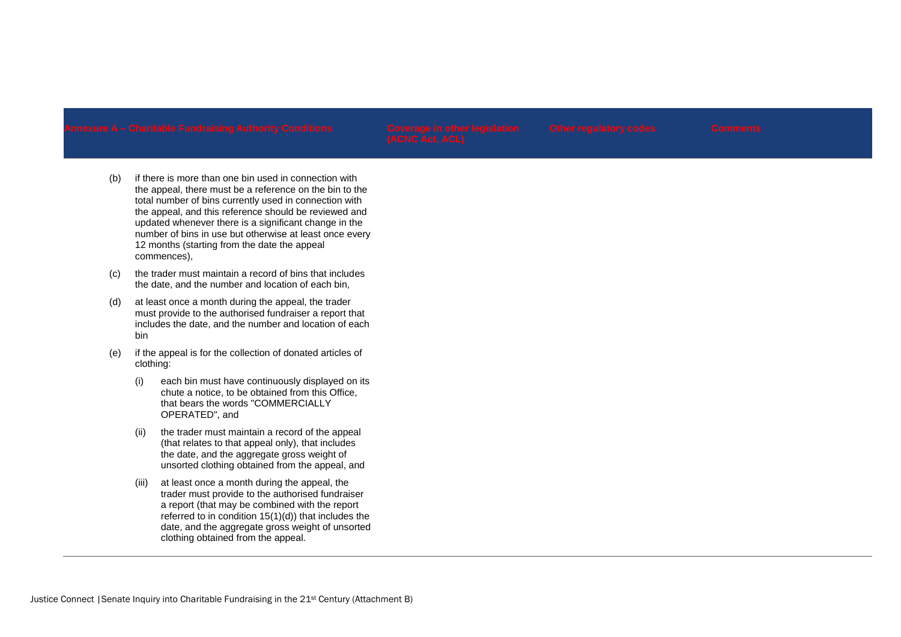| Annexure A – Charitable Fundraising Authority Conditions | Coverage in other legislation (ACNC Act, ACL) | Other regulatory codes | Comments |
|---|---|---|---|
| (b) if there is more than one bin used in connection with the appeal, there must be a reference on the bin to the total number of bins currently used in connection with the appeal, and this reference should be reviewed and updated whenever there is a significant change in the number of bins in use but otherwise at least once every 12 months (starting from the date the appeal commences), | | | |
| (c) the trader must maintain a record of bins that includes the date, and the number and location of each bin, | | | |
| (d) at least once a month during the appeal, the trader must provide to the authorised fundraiser a report that includes the date, and the number and location of each bin | | | |
| (e) if the appeal is for the collection of donated articles of clothing: | | | |
| (i) each bin must have continuously displayed on its chute a notice, to be obtained from this Office, that bears the words "COMMERCIALLY OPERATED", and | | | |
| (ii) the trader must maintain a record of the appeal (that relates to that appeal only), that includes the date, and the aggregate gross weight of unsorted clothing obtained from the appeal, and | | | |
| (iii) at least once a month during the appeal, the trader must provide to the authorised fundraiser a report (that may be combined with the report referred to in condition 15(1)(d)) that includes the date, and the aggregate gross weight of unsorted clothing obtained from the appeal. | | | |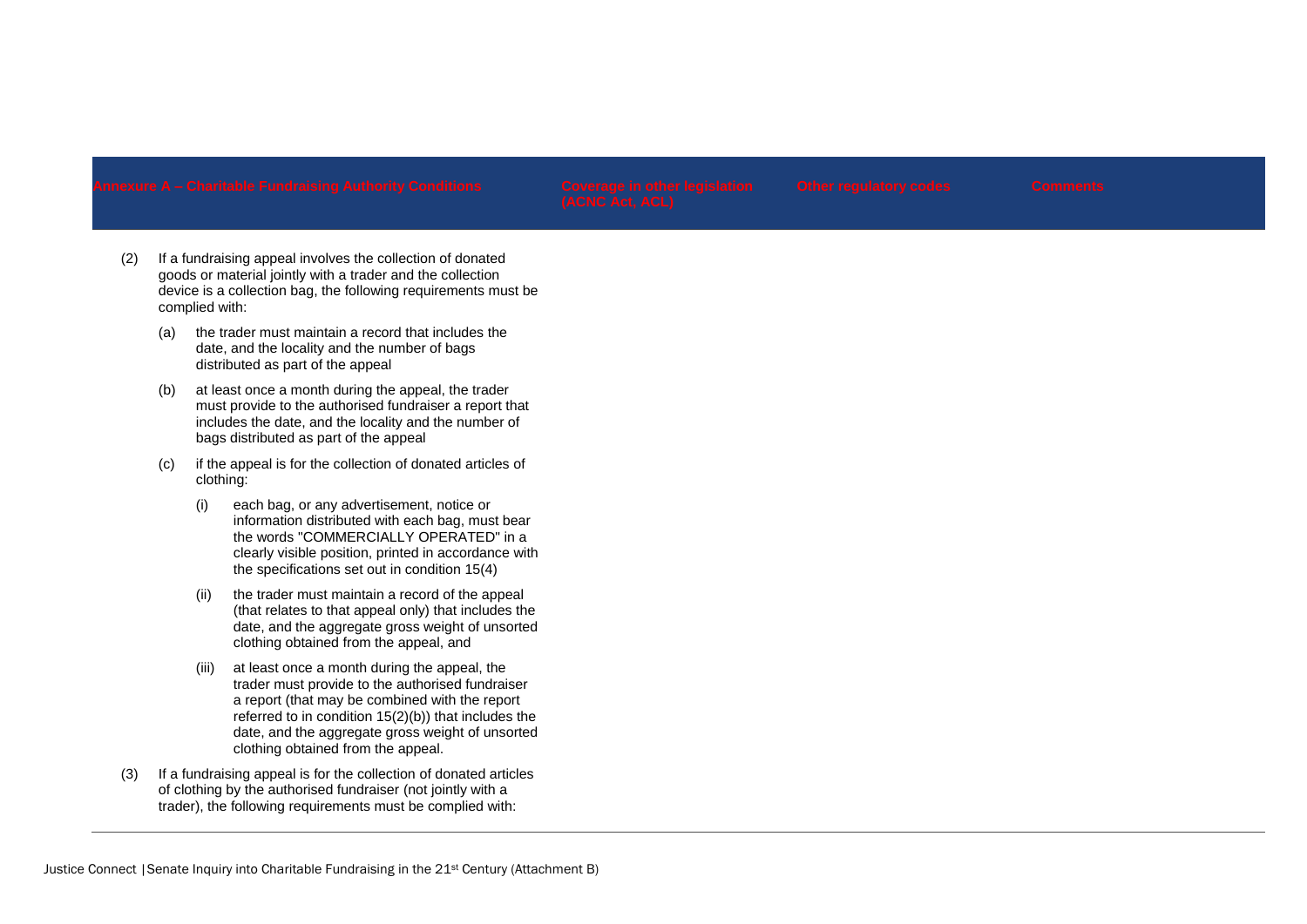| Annexure A – Charitable Fundraising Authority Conditions | Coverage in other legislation (ACNC Act, ACL) | Other regulatory codes | Comments |
|---|---|---|---|
| (2) If a fundraising appeal involves the collection of donated goods or material jointly with a trader and the collection device is a collection bag, the following requirements must be complied with:<br><br>(a) the trader must maintain a record that includes the date, and the locality and the number of bags distributed as part of the appeal<br><br>(b) at least once a month during the appeal, the trader must provide to the authorised fundraiser a report that includes the date, and the locality and the number of bags distributed as part of the appeal<br><br>(c) if the appeal is for the collection of donated articles of clothing:<br><br>(i) each bag, or any advertisement, notice or information distributed with each bag, must bear the words "COMMERCIALLY OPERATED" in a clearly visible position, printed in accordance with the specifications set out in condition 15(4)<br><br>(ii) the trader must maintain a record of the appeal (that relates to that appeal only) that includes the date, and the aggregate gross weight of unsorted clothing obtained from the appeal, and<br><br>(iii) at least once a month during the appeal, the trader must provide to the authorised fundraiser a report (that may be combined with the report referred to in condition 15(2)(b)) that includes the date, and the aggregate gross weight of unsorted clothing obtained from the appeal.<br><br>(3) If a fundraising appeal is for the collection of donated articles of clothing by the authorised fundraiser (not jointly with a trader), the following requirements must be complied with: | | | |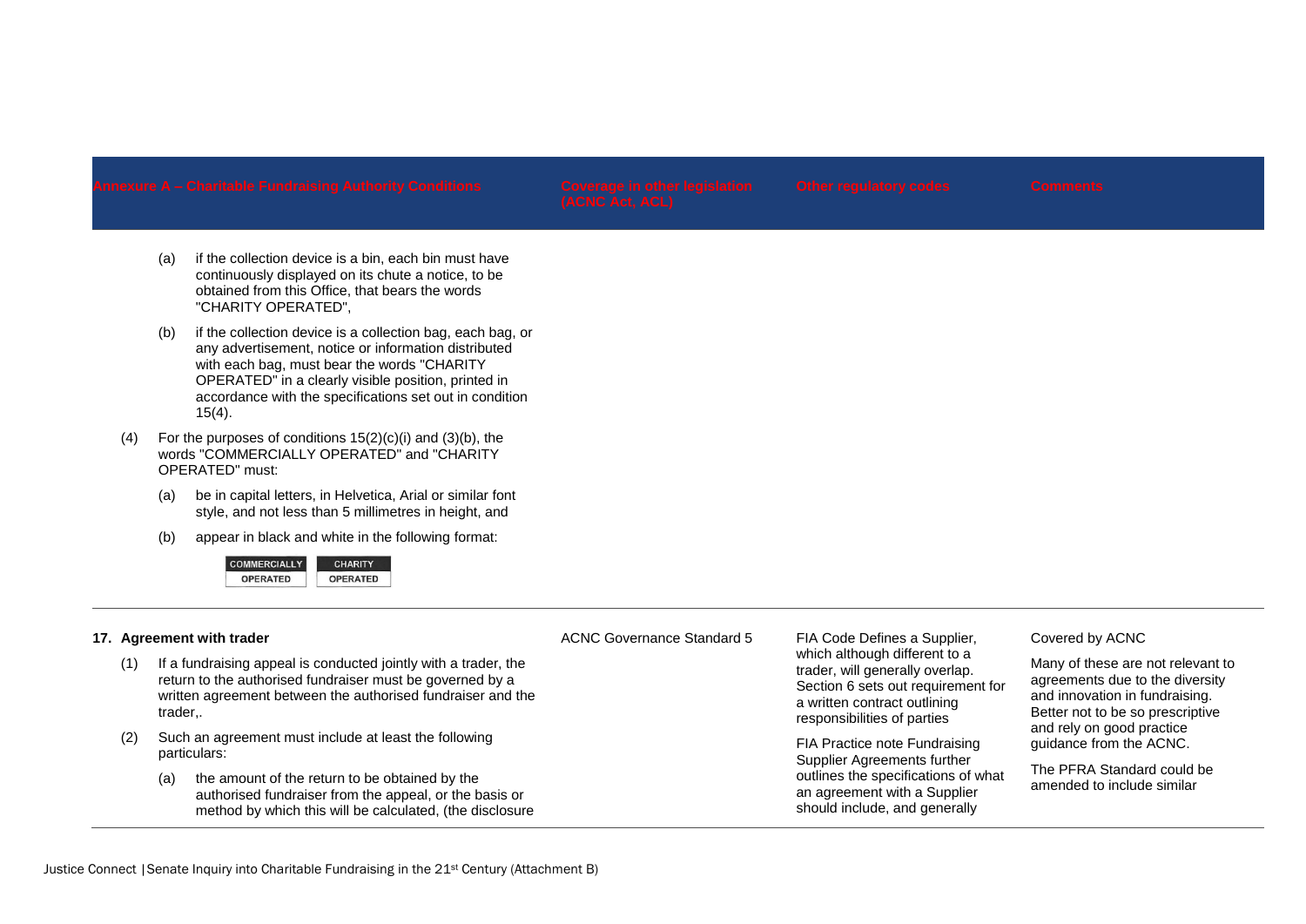| Annexure A – Charitable Fundraising Authority Conditions | Coverage in other legislation (ACNC Act, ACL) | Other regulatory codes | Comments |
|---|---|---|---|
| (a) if the collection device is a bin, each bin must have continuously displayed on its chute a notice, to be obtained from this Office, that bears the words "CHARITY OPERATED",<br><br>(b) if the collection device is a collection bag, each bag, or any advertisement, notice or information distributed with each bag, must bear the words "CHARITY OPERATED" in a clearly visible position, printed in accordance with the specifications set out in condition 15(4).<br><br>(4) For the purposes of conditions 15(2)(c)(i) and (3)(b), the words "COMMERCIALLY OPERATED" and "CHARITY OPERATED" must:<br><br>(a) be in capital letters, in Helvetica, Arial or similar font style, and not less than 5 millimetres in height, and<br><br>(b) appear in black and white in the following format:<br><br>COMMERCIALLY OPERATED &nbsp;&nbsp; CHARITY OPERATED | | | |
| **17. Agreement with trader**<br><br>(1) If a fundraising appeal is conducted jointly with a trader, the return to the authorised fundraiser must be governed by a written agreement between the authorised fundraiser and the trader,.<br><br>(2) Such an agreement must include at least the following particulars:<br><br>(a) the amount of the return to be obtained by the authorised fundraiser from the appeal, or the basis or method by which this will be calculated, (the disclosure | ACNC Governance Standard 5 | FIA Code Defines a Supplier, which although different to a trader, will generally overlap. Section 6 sets out requirement for a written contract outlining responsibilities of parties<br><br>FIA Practice note Fundraising Supplier Agreements further outlines the specifications of what an agreement with a Supplier should include, and generally | Covered by ACNC<br><br>Many of these are not relevant to agreements due to the diversity and innovation in fundraising. Better not to be so prescriptive and rely on good practice guidance from the ACNC.<br><br>The PFRA Standard could be amended to include similar |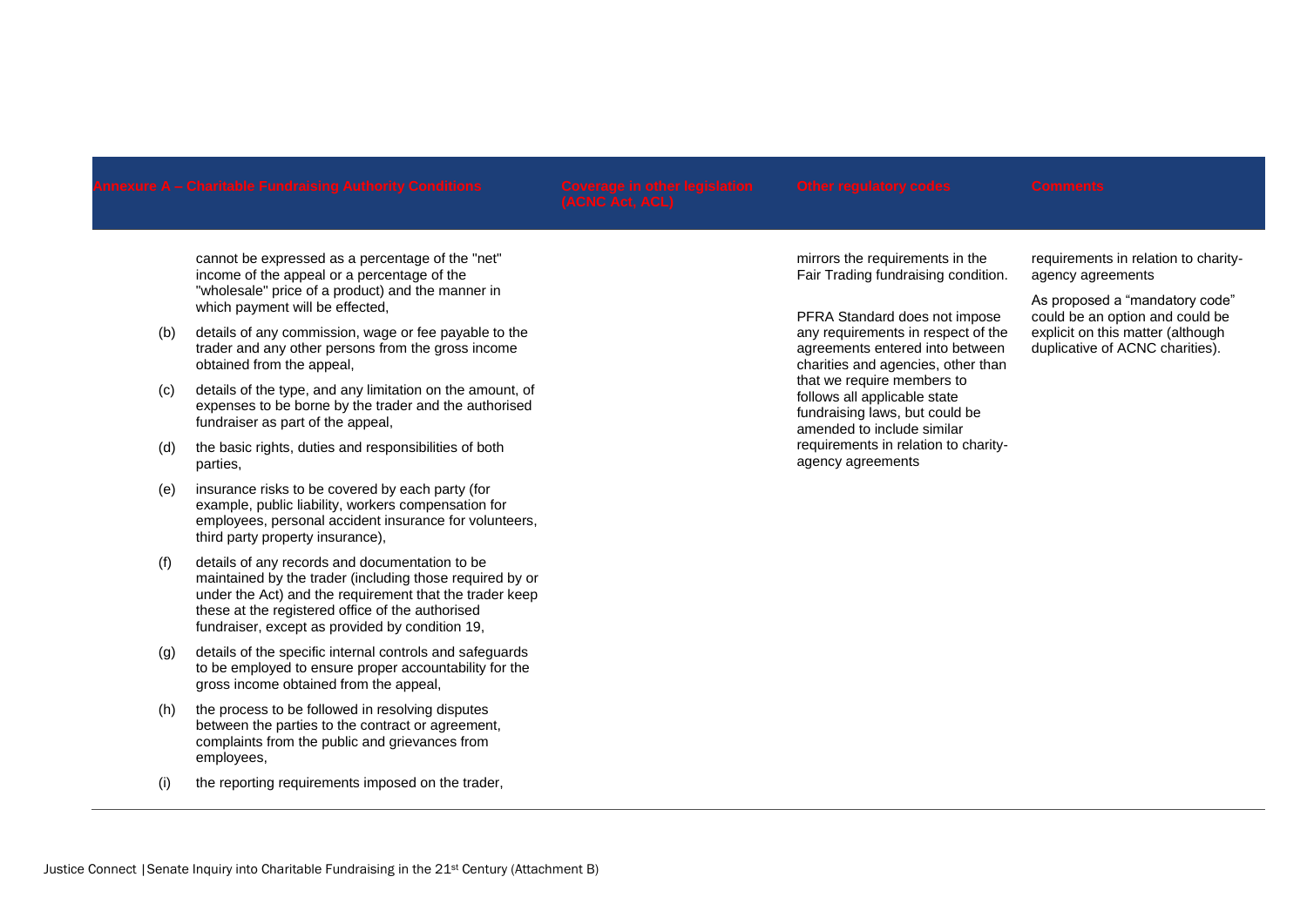| Annexure A – Charitable Fundraising Authority Conditions | Coverage in other legislation (ACNC Act, ACL) | Other regulatory codes | Comments |
|---|---|---|---|
| cannot be expressed as a percentage of the "net" income of the appeal or a percentage of the "wholesale" price of a product) and the manner in which payment will be effected,<br><br>(b) details of any commission, wage or fee payable to the trader and any other persons from the gross income obtained from the appeal,<br><br>(c) details of the type, and any limitation on the amount, of expenses to be borne by the trader and the authorised fundraiser as part of the appeal,<br><br>(d) the basic rights, duties and responsibilities of both parties,<br><br>(e) insurance risks to be covered by each party (for example, public liability, workers compensation for employees, personal accident insurance for volunteers, third party property insurance),<br><br>(f) details of any records and documentation to be maintained by the trader (including those required by or under the Act) and the requirement that the trader keep these at the registered office of the authorised fundraiser, except as provided by condition 19,<br><br>(g) details of the specific internal controls and safeguards to be employed to ensure proper accountability for the gross income obtained from the appeal,<br><br>(h) the process to be followed in resolving disputes between the parties to the contract or agreement, complaints from the public and grievances from employees,<br><br>(i) the reporting requirements imposed on the trader, | | mirrors the requirements in the Fair Trading fundraising condition.<br><br>PFRA Standard does not impose any requirements in respect of the agreements entered into between charities and agencies, other than that we require members to follows all applicable state fundraising laws, but could be amended to include similar requirements in relation to charity-agency agreements | requirements in relation to charity-agency agreements<br><br>As proposed a "mandatory code" could be an option and could be explicit on this matter (although duplicative of ACNC charities). |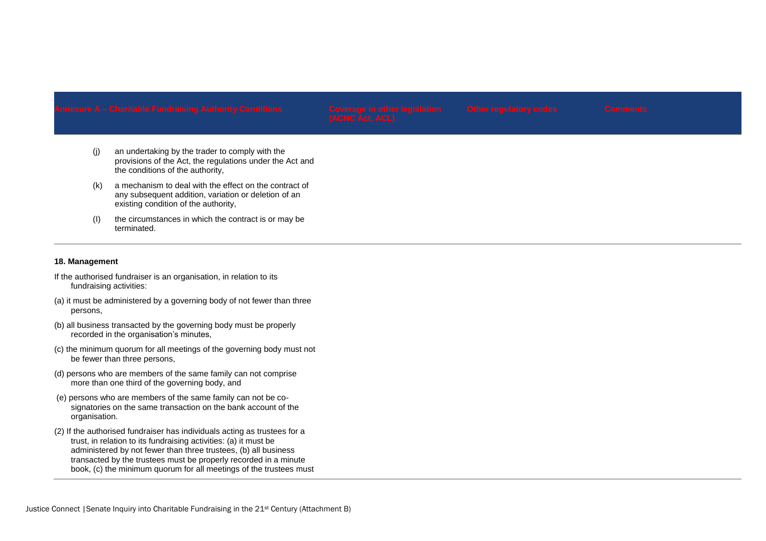| Annexure A – Charitable Fundraising Authority Conditions | Coverage in other legislation (ACNC Act, ACL) | Other regulatory codes | Comments |
|---|---|---|---|
| (j) an undertaking by the trader to comply with the provisions of the Act, the regulations under the Act and the conditions of the authority,<br><br>(k) a mechanism to deal with the effect on the contract of any subsequent addition, variation or deletion of an existing condition of the authority,<br><br>(l) the circumstances in which the contract is or may be terminated. | | | |
| **18. Management**<br><br>If the authorised fundraiser is an organisation, in relation to its fundraising activities:<br><br>(a) it must be administered by a governing body of not fewer than three persons,<br><br>(b) all business transacted by the governing body must be properly recorded in the organisation's minutes,<br><br>(c) the minimum quorum for all meetings of the governing body must not be fewer than three persons,<br><br>(d) persons who are members of the same family can not comprise more than one third of the governing body, and<br><br>(e) persons who are members of the same family can not be co-signatories on the same transaction on the bank account of the organisation.<br><br>(2) If the authorised fundraiser has individuals acting as trustees for a trust, in relation to its fundraising activities: (a) it must be administered by not fewer than three trustees, (b) all business transacted by the trustees must be properly recorded in a minute book, (c) the minimum quorum for all meetings of the trustees must | | | |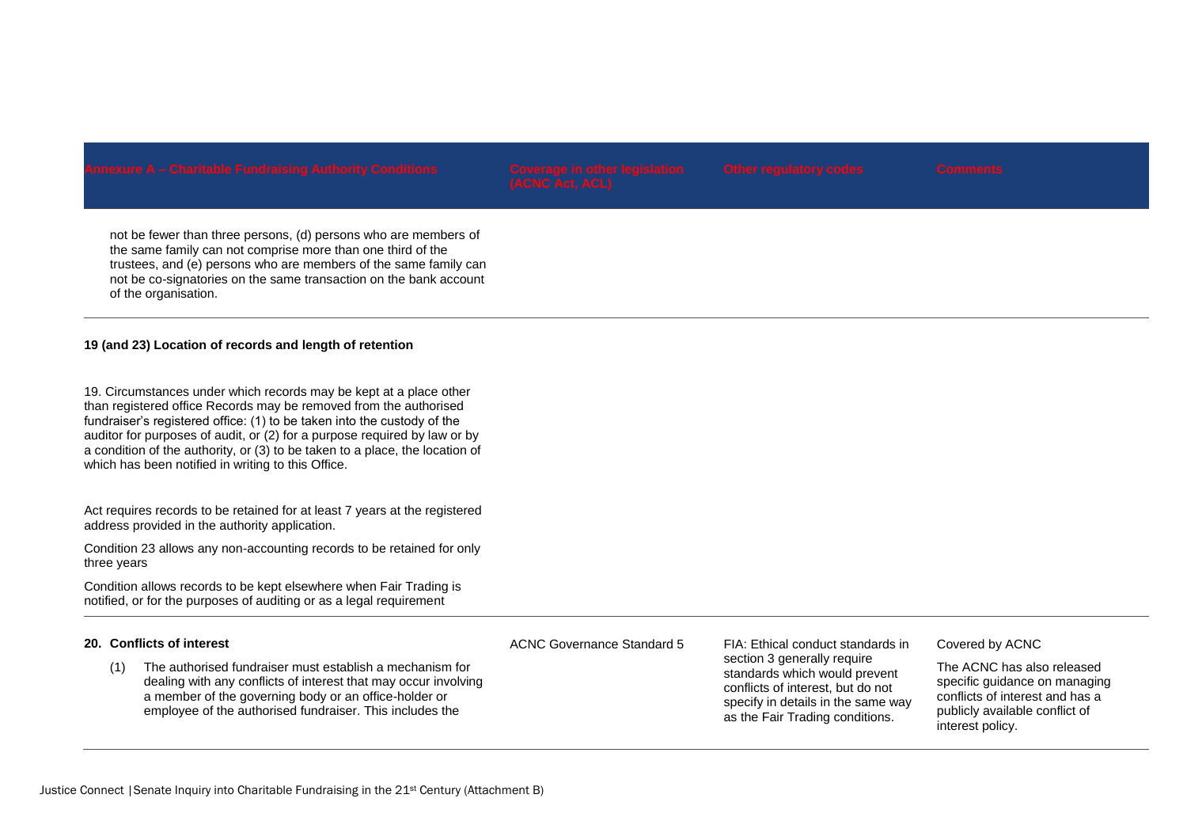| Annexure A – Charitable Fundraising Authority Conditions | Coverage in other legislation (ACNC Act, ACL) | Other regulatory codes | Comments |
|---|---|---|---|
| not be fewer than three persons, (d) persons who are members of the same family can not comprise more than one third of the trustees, and (e) persons who are members of the same family can not be co-signatories on the same transaction on the bank account of the organisation. | | | |
| **19 (and 23) Location of records and length of retention**<br><br>19. Circumstances under which records may be kept at a place other than registered office Records may be removed from the authorised fundraiser's registered office: (1) to be taken into the custody of the auditor for purposes of audit, or (2) for a purpose required by law or by a condition of the authority, or (3) to be taken to a place, the location of which has been notified in writing to this Office.<br><br>Act requires records to be retained for at least 7 years at the registered address provided in the authority application.<br><br>Condition 23 allows any non-accounting records to be retained for only three years<br><br>Condition allows records to be kept elsewhere when Fair Trading is notified, or for the purposes of auditing or as a legal requirement | | | |
| **20. Conflicts of interest**<br><br>(1) The authorised fundraiser must establish a mechanism for dealing with any conflicts of interest that may occur involving a member of the governing body or an office-holder or employee of the authorised fundraiser. This includes the | ACNC Governance Standard 5 | FIA: Ethical conduct standards in section 3 generally require standards which would prevent conflicts of interest, but do not specify in details in the same way as the Fair Trading conditions. | Covered by ACNC<br><br>The ACNC has also released specific guidance on managing conflicts of interest and has a publicly available conflict of interest policy. |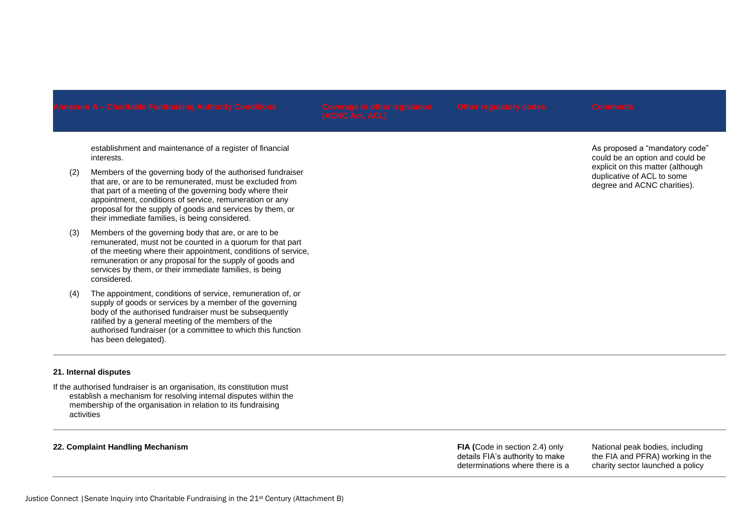| Annexure A – Charitable Fundraising Authority Conditions | Coverage in other legislation (ACNC Act, ACL) | Other regulatory codes | Comments |
|---|---|---|---|
| establishment and maintenance of a register of financial interests.<br><br>(2) Members of the governing body of the authorised fundraiser that are, or are to be remunerated, must be excluded from that part of a meeting of the governing body where their appointment, conditions of service, remuneration or any proposal for the supply of goods and services by them, or their immediate families, is being considered.<br><br>(3) Members of the governing body that are, or are to be remunerated, must not be counted in a quorum for that part of the meeting where their appointment, conditions of service, remuneration or any proposal for the supply of goods and services by them, or their immediate families, is being considered.<br><br>(4) The appointment, conditions of service, remuneration of, or supply of goods or services by a member of the governing body of the authorised fundraiser must be subsequently ratified by a general meeting of the members of the authorised fundraiser (or a committee to which this function has been delegated). | | | As proposed a "mandatory code" could be an option and could be explicit on this matter (although duplicative of ACL to some degree and ACNC charities). |
| **21. Internal disputes**<br><br>If the authorised fundraiser is an organisation, its constitution must establish a mechanism for resolving internal disputes within the membership of the organisation in relation to its fundraising activities | | | |
| **22. Complaint Handling Mechanism** | | **FIA (**Code in section 2.4) only details FIA's authority to make determinations where there is a | National peak bodies, including the FIA and PFRA) working in the charity sector launched a policy |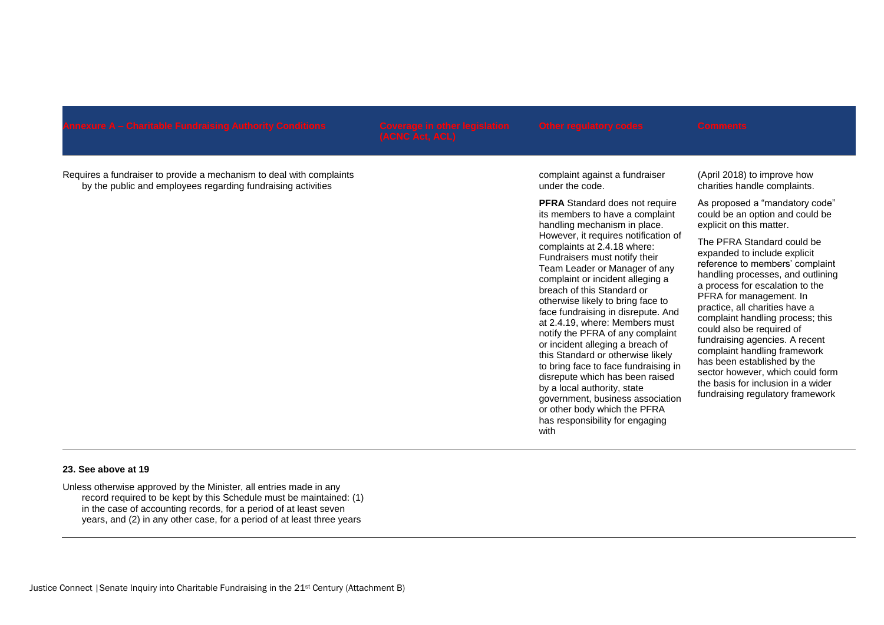| Annexure A – Charitable Fundraising Authority Conditions | Coverage in other legislation (ACNC Act, ACL) | Other regulatory codes | Comments |
|---|---|---|---|
| Requires a fundraiser to provide a mechanism to deal with complaints by the public and employees regarding fundraising activities | | complaint against a fundraiser under the code.<br><br>**PFRA** Standard does not require its members to have a complaint handling mechanism in place. However, it requires notification of complaints at 2.4.18 where: Fundraisers must notify their Team Leader or Manager of any complaint or incident alleging a breach of this Standard or otherwise likely to bring face to face fundraising in disrepute. And at 2.4.19, where: Members must notify the PFRA of any complaint or incident alleging a breach of this Standard or otherwise likely to bring face to face fundraising in disrepute which has been raised by a local authority, state government, business association or other body which the PFRA has responsibility for engaging with | (April 2018) to improve how charities handle complaints.<br><br>As proposed a "mandatory code" could be an option and could be explicit on this matter.<br><br>The PFRA Standard could be expanded to include explicit reference to members' complaint handling processes, and outlining a process for escalation to the PFRA for management. In practice, all charities have a complaint handling process; this could also be required of fundraising agencies. A recent complaint handling framework has been established by the sector however, which could form the basis for inclusion in a wider fundraising regulatory framework |
| **23. See above at 19**<br><br>Unless otherwise approved by the Minister, all entries made in any record required to be kept by this Schedule must be maintained: (1) in the case of accounting records, for a period of at least seven years, and (2) in any other case, for a period of at least three years | | | |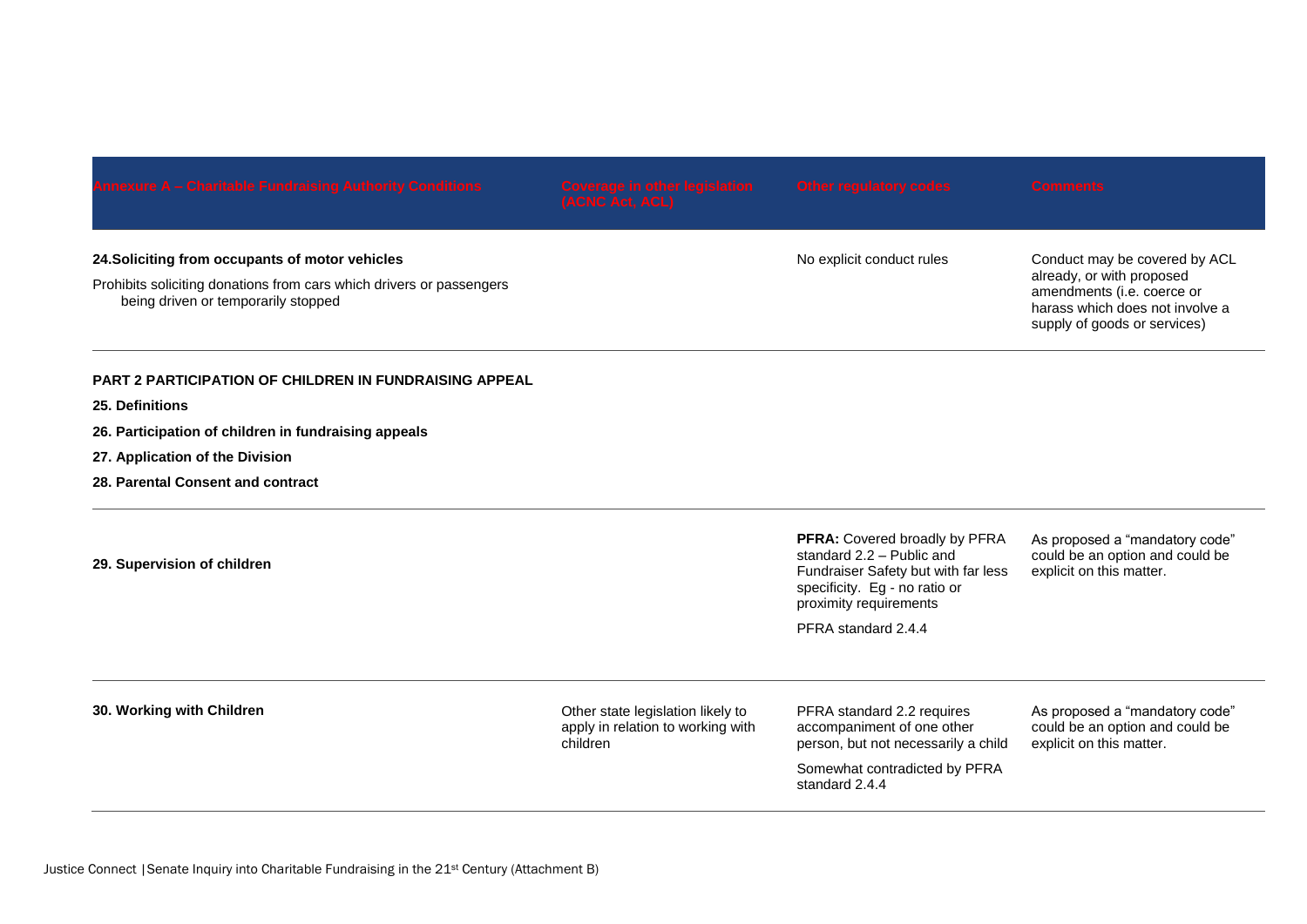| Annexure A – Charitable Fundraising Authority Conditions | Coverage in other legislation (ACNC Act, ACL) | Other regulatory codes | Comments |
|---|---|---|---|
| **24.Soliciting from occupants of motor vehicles**<br><br>Prohibits soliciting donations from cars which drivers or passengers being driven or temporarily stopped | | No explicit conduct rules | Conduct may be covered by ACL already, or with proposed amendments (i.e. coerce or harass which does not involve a supply of goods or services) |
| **PART 2 PARTICIPATION OF CHILDREN IN FUNDRAISING APPEAL**<br><br>**25. Definitions**<br><br>**26. Participation of children in fundraising appeals**<br><br>**27. Application of the Division**<br><br>**28. Parental Consent and contract** | | | |
| **29. Supervision of children** | | **PFRA:** Covered broadly by PFRA standard 2.2 – Public and Fundraiser Safety but with far less specificity. Eg - no ratio or proximity requirements<br><br>PFRA standard 2.4.4 | As proposed a "mandatory code" could be an option and could be explicit on this matter. |
| **30. Working with Children** | Other state legislation likely to apply in relation to working with children | PFRA standard 2.2 requires accompaniment of one other person, but not necessarily a child<br><br>Somewhat contradicted by PFRA standard 2.4.4 | As proposed a "mandatory code" could be an option and could be explicit on this matter. |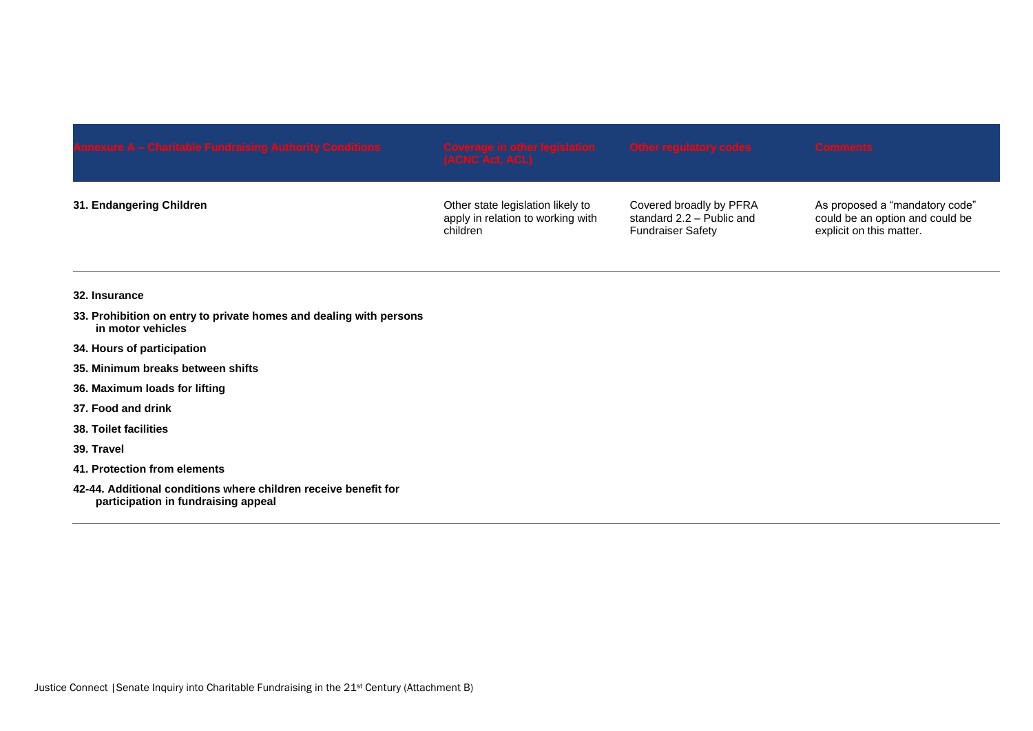| Annexure A – Charitable Fundraising Authority Conditions | Coverage in other legislation (ACNC Act, ACL) | Other regulatory codes | Comments |
|---|---|---|---|
| **31. Endangering Children** | Other state legislation likely to apply in relation to working with children | Covered broadly by PFRA standard 2.2 – Public and Fundraiser Safety | As proposed a "mandatory code" could be an option and could be explicit on this matter. |
| **32. Insurance**<br>**33. Prohibition on entry to private homes and dealing with persons in motor vehicles**<br>**34. Hours of participation**<br>**35. Minimum breaks between shifts**<br>**36. Maximum loads for lifting**<br>**37. Food and drink**<br>**38. Toilet facilities**<br>**39. Travel**<br>**41. Protection from elements**<br>**42-44. Additional conditions where children receive benefit for participation in fundraising appeal** | | | |